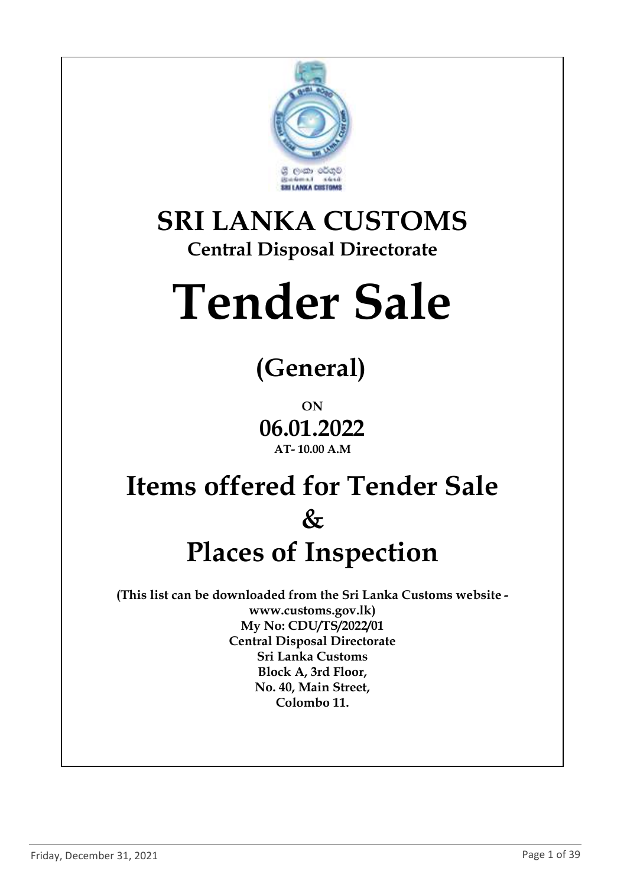# SRI LANKA CUSTOMS

## Central Disposal Directorate

# Tender Sale

## (General)

**ON**

## 06.01.2022

**AT- 10.00 A.M**

# Items offered for Tender Sale & Places of Inspection

**(This list can be downloaded from the Sri Lanka Customs website - www.customs.gov.lk)**
**My No: CDU/TS/2022/01**
**Central Disposal Directorate**
**Sri Lanka Customs**
**Block A, 3rd Floor,**
**No. 40, Main Street,**
**Colombo 11.**

Friday, December 31, 2021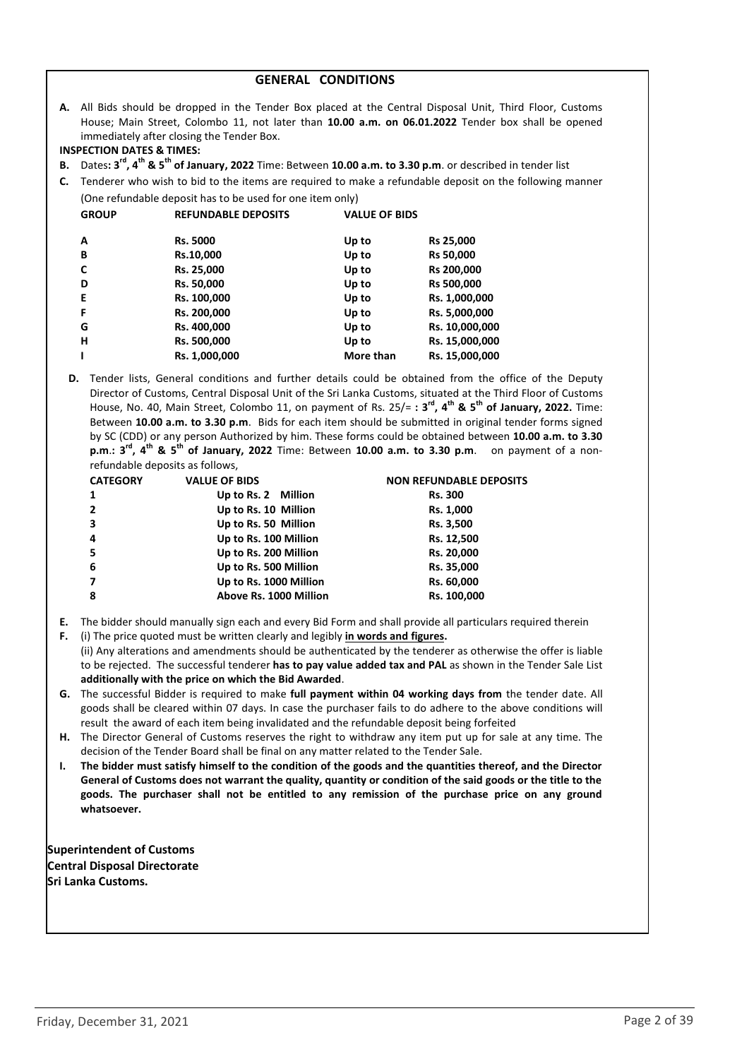## GENERAL CONDITIONS

**A.** All Bids should be dropped in the Tender Box placed at the Central Disposal Unit, Third Floor, Customs House; Main Street, Colombo 11, not later than **10.00 a.m. on 06.01.2022** Tender box shall be opened immediately after closing the Tender Box.

**INSPECTION DATES & TIMES:**

**B.** Dates**: 3rd, 4th & 5th of January, 2022** Time: Between **10.00 a.m. to 3.30 p.m**. or described in tender list

**C.** Tenderer who wish to bid to the items are required to make a refundable deposit on the following manner (One refundable deposit has to be used for one item only)

| GROUP | REFUNDABLE DEPOSITS | VALUE OF BIDS | |
|---|---|---|---|
| A | Rs. 5000 | Up to | Rs 25,000 |
| B | Rs.10,000 | Up to | Rs 50,000 |
| C | Rs. 25,000 | Up to | Rs 200,000 |
| D | Rs. 50,000 | Up to | Rs 500,000 |
| E | Rs. 100,000 | Up to | Rs. 1,000,000 |
| F | Rs. 200,000 | Up to | Rs. 5,000,000 |
| G | Rs. 400,000 | Up to | Rs. 10,000,000 |
| H | Rs. 500,000 | Up to | Rs. 15,000,000 |
| I | Rs. 1,000,000 | More than | Rs. 15,000,000 |

**D.** Tender lists, General conditions and further details could be obtained from the office of the Deputy Director of Customs, Central Disposal Unit of the Sri Lanka Customs, situated at the Third Floor of Customs House, No. 40, Main Street, Colombo 11, on payment of Rs. 25/= **: 3rd, 4th & 5th of January, 2022.** Time: Between **10.00 a.m. to 3.30 p.m**. Bids for each item should be submitted in original tender forms signed by SC (CDD) or any person Authorized by him. These forms could be obtained between **10.00 a.m. to 3.30 p.m.: 3rd, 4th & 5th of January, 2022** Time: Between **10.00 a.m. to 3.30 p.m**. on payment of a non-refundable deposits as follows,

| CATEGORY | VALUE OF BIDS | NON REFUNDABLE DEPOSITS |
|---|---|---|
| 1 | Up to Rs. 2 Million | Rs. 300 |
| 2 | Up to Rs. 10 Million | Rs. 1,000 |
| 3 | Up to Rs. 50 Million | Rs. 3,500 |
| 4 | Up to Rs. 100 Million | Rs. 12,500 |
| 5 | Up to Rs. 200 Million | Rs. 20,000 |
| 6 | Up to Rs. 500 Million | Rs. 35,000 |
| 7 | Up to Rs. 1000 Million | Rs. 60,000 |
| 8 | Above Rs. 1000 Million | Rs. 100,000 |

**E.** The bidder should manually sign each and every Bid Form and shall provide all particulars required therein

**F.** (i) The price quoted must be written clearly and legibly **in words and figures.**
(ii) Any alterations and amendments should be authenticated by the tenderer as otherwise the offer is liable to be rejected. The successful tenderer **has to pay value added tax and PAL** as shown in the Tender Sale List **additionally with the price on which the Bid Awarded**.

**G.** The successful Bidder is required to make **full payment within 04 working days from** the tender date. All goods shall be cleared within 07 days. In case the purchaser fails to do adhere to the above conditions will result the award of each item being invalidated and the refundable deposit being forfeited

**H.** The Director General of Customs reserves the right to withdraw any item put up for sale at any time. The decision of the Tender Board shall be final on any matter related to the Tender Sale.

**I. The bidder must satisfy himself to the condition of the goods and the quantities thereof, and the Director General of Customs does not warrant the quality, quantity or condition of the said goods or the title to the goods. The purchaser shall not be entitled to any remission of the purchase price on any ground whatsoever.**

**Superintendent of Customs**
**Central Disposal Directorate**
**Sri Lanka Customs.**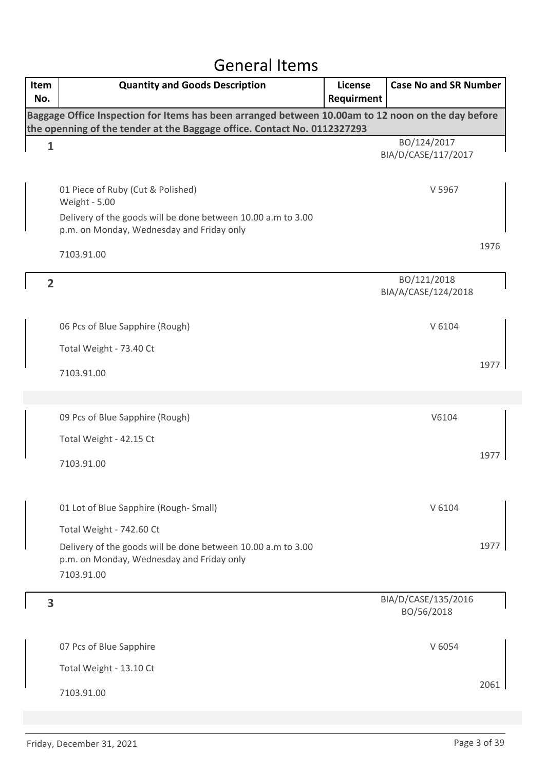# General Items

| Item No. | Quantity and Goods Description | License Requirment | Case No and SR Number |
|---|---|---|---|
| | **Baggage Office Inspection for Items has been arranged between 10.00am to 12 noon on the day before the openning of the tender at the Baggage office. Contact No. 0112327293** | | |
| **1** | | | BO/124/2017<br>BIA/D/CASE/117/2017 |
| | 01 Piece of Ruby (Cut & Polished)<br>Weight - 5.00<br>Delivery of the goods will be done between 10.00 a.m to 3.00 p.m. on Monday, Wednesday and Friday only<br>7103.91.00 | | V 5967<br>1976 |
| **2** | | | BO/121/2018<br>BIA/A/CASE/124/2018 |
| | 06 Pcs of Blue Sapphire (Rough)<br>Total Weight - 73.40 Ct<br>7103.91.00 | | V 6104<br>1977 |
| | 09 Pcs of Blue Sapphire (Rough)<br>Total Weight - 42.15 Ct<br>7103.91.00 | | V6104<br>1977 |
| | 01 Lot of Blue Sapphire (Rough- Small)<br>Total Weight - 742.60 Ct<br>Delivery of the goods will be done between 10.00 a.m to 3.00 p.m. on Monday, Wednesday and Friday only<br>7103.91.00 | | V 6104<br>1977 |
| **3** | | | BIA/D/CASE/135/2016<br>BO/56/2018 |
| | 07 Pcs of Blue Sapphire<br>Total Weight - 13.10 Ct<br>7103.91.00 | | V 6054<br>2061 |

Friday, December 31, 2021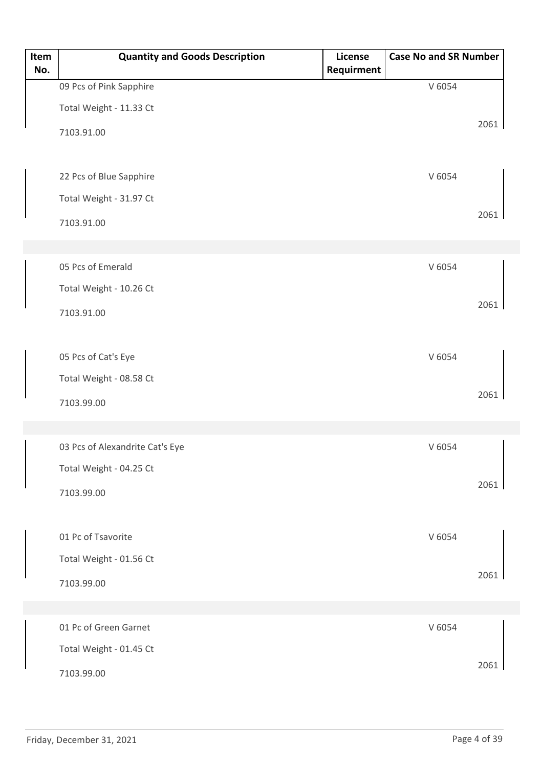| Item No. | Quantity and Goods Description | License Requirment | Case No and SR Number |
|---|---|---|---|
| | 09 Pcs of Pink Sapphire<br>Total Weight - 11.33 Ct<br>7103.91.00 | | V 6054<br>2061 |
| | 22 Pcs of Blue Sapphire<br>Total Weight - 31.97 Ct<br>7103.91.00 | | V 6054<br>2061 |
| | 05 Pcs of Emerald<br>Total Weight - 10.26 Ct<br>7103.91.00 | | V 6054<br>2061 |
| | 05 Pcs of Cat's Eye<br>Total Weight - 08.58 Ct<br>7103.99.00 | | V 6054<br>2061 |
| | 03 Pcs of Alexandrite Cat's Eye<br>Total Weight - 04.25 Ct<br>7103.99.00 | | V 6054<br>2061 |
| | 01 Pc of Tsavorite<br>Total Weight - 01.56 Ct<br>7103.99.00 | | V 6054<br>2061 |
| | 01 Pc of Green Garnet<br>Total Weight - 01.45 Ct<br>7103.99.00 | | V 6054<br>2061 |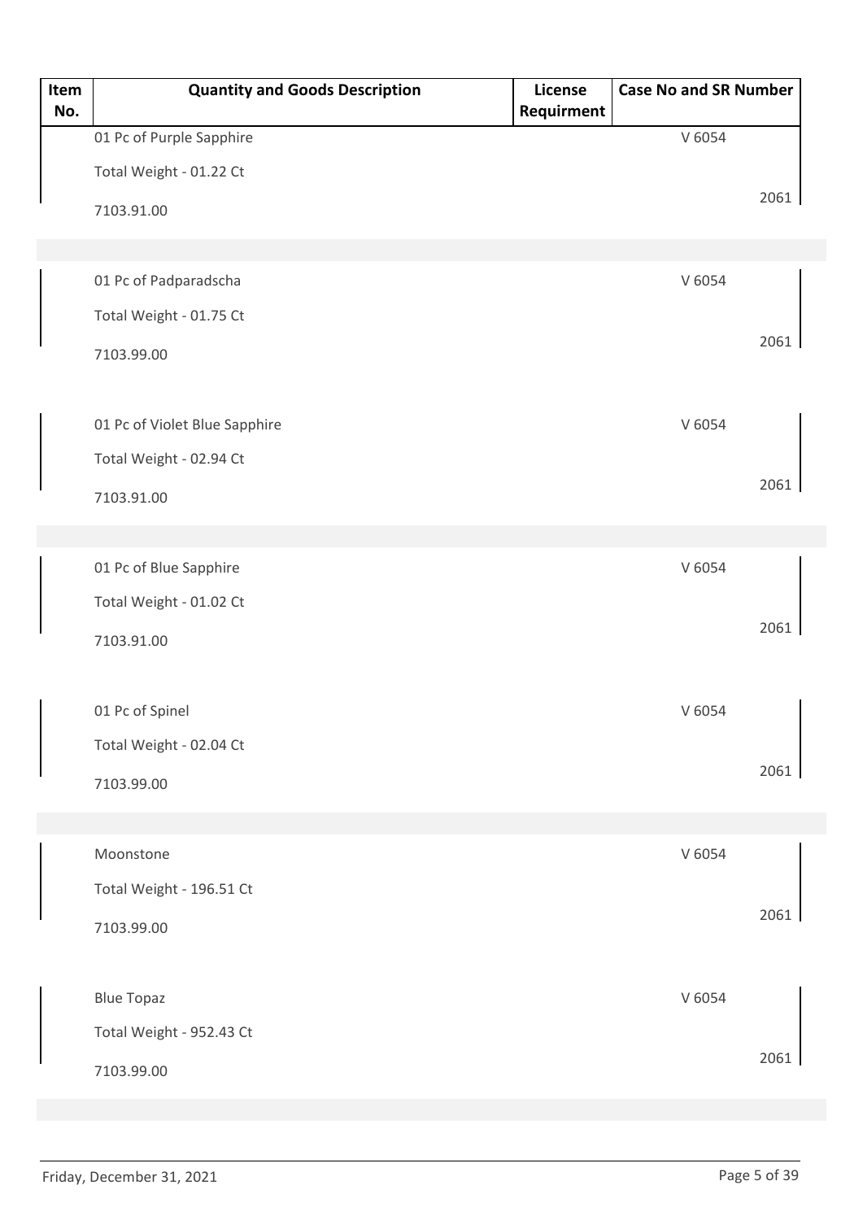| Item No. | Quantity and Goods Description | License Requirment | Case No and SR Number |
|---|---|---|---|
| | 01 Pc of Purple Sapphire<br>Total Weight - 01.22 Ct<br>7103.91.00 | | V 6054<br>2061 |
| | 01 Pc of Padparadscha<br>Total Weight - 01.75 Ct<br>7103.99.00 | | V 6054<br>2061 |
| | 01 Pc of Violet Blue Sapphire<br>Total Weight - 02.94 Ct<br>7103.91.00 | | V 6054<br>2061 |
| | 01 Pc of Blue Sapphire<br>Total Weight - 01.02 Ct<br>7103.91.00 | | V 6054<br>2061 |
| | 01 Pc of Spinel<br>Total Weight - 02.04 Ct<br>7103.99.00 | | V 6054<br>2061 |
| | Moonstone<br>Total Weight - 196.51 Ct<br>7103.99.00 | | V 6054<br>2061 |
| | Blue Topaz<br>Total Weight - 952.43 Ct<br>7103.99.00 | | V 6054<br>2061 |

Friday, December 31, 2021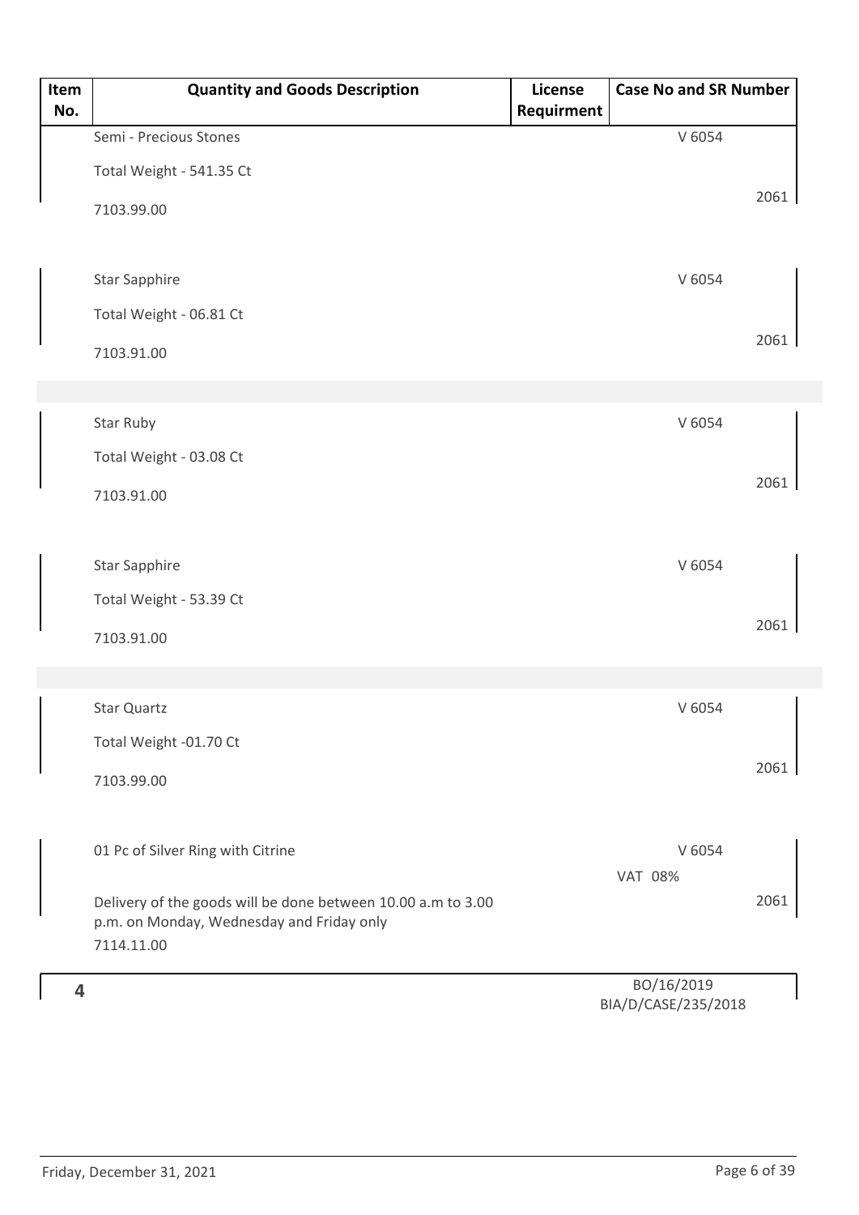| Item No. | Quantity and Goods Description | License Requirment | Case No and SR Number |
|---|---|---|---|
| | Semi - Precious Stones<br>Total Weight - 541.35 Ct<br>7103.99.00 | | V 6054<br>2061 |
| | Star Sapphire<br>Total Weight - 06.81 Ct<br>7103.91.00 | | V 6054<br>2061 |
| | Star Ruby<br>Total Weight - 03.08 Ct<br>7103.91.00 | | V 6054<br>2061 |
| | Star Sapphire<br>Total Weight - 53.39 Ct<br>7103.91.00 | | V 6054<br>2061 |
| | Star Quartz<br>Total Weight -01.70 Ct<br>7103.99.00 | | V 6054<br>2061 |
| | 01 Pc of Silver Ring with Citrine<br>Delivery of the goods will be done between 10.00 a.m to 3.00 p.m. on Monday, Wednesday and Friday only<br>7114.11.00 | | V 6054<br>VAT 08%<br>2061 |
| **4** | | | BO/16/2019<br>BIA/D/CASE/235/2018 |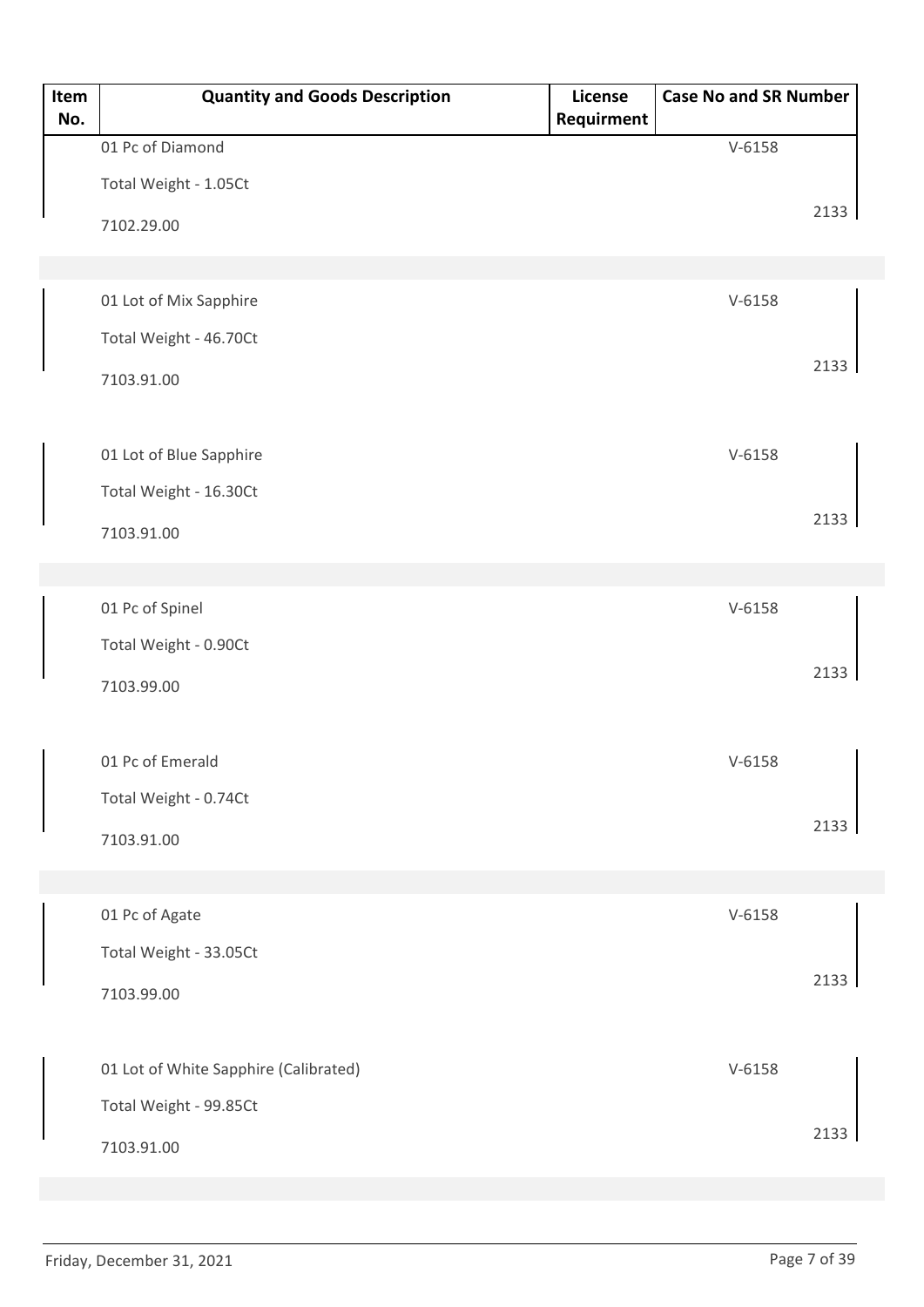| Item No. | Quantity and Goods Description | License Requirment | Case No and SR Number |
|---|---|---|---|
| | 01 Pc of Diamond<br>Total Weight - 1.05Ct<br>7102.29.00 | | V-6158<br>2133 |
| | 01 Lot of Mix Sapphire<br>Total Weight - 46.70Ct<br>7103.91.00 | | V-6158<br>2133 |
| | 01 Lot of Blue Sapphire<br>Total Weight - 16.30Ct<br>7103.91.00 | | V-6158<br>2133 |
| | 01 Pc of Spinel<br>Total Weight - 0.90Ct<br>7103.99.00 | | V-6158<br>2133 |
| | 01 Pc of Emerald<br>Total Weight - 0.74Ct<br>7103.91.00 | | V-6158<br>2133 |
| | 01 Pc of Agate<br>Total Weight - 33.05Ct<br>7103.99.00 | | V-6158<br>2133 |
| | 01 Lot of White Sapphire (Calibrated)<br>Total Weight - 99.85Ct<br>7103.91.00 | | V-6158<br>2133 |

Friday, December 31, 2021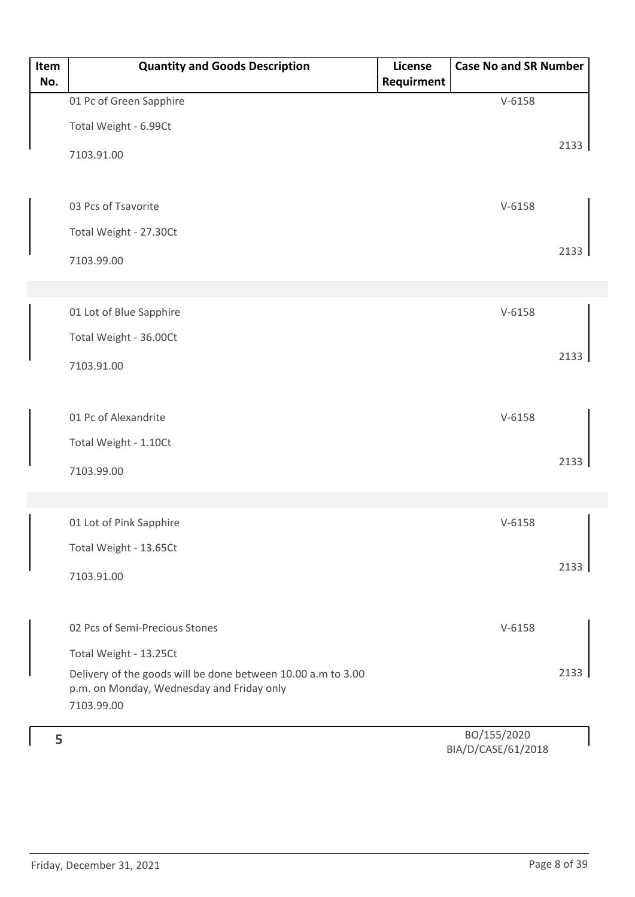| Item No. | Quantity and Goods Description | License Requirment | Case No and SR Number |
|---|---|---|---|
| | 01 Pc of Green Sapphire<br>Total Weight - 6.99Ct<br>7103.91.00 | | V-6158<br>2133 |
| | 03 Pcs of Tsavorite<br>Total Weight - 27.30Ct<br>7103.99.00 | | V-6158<br>2133 |
| | 01 Lot of Blue Sapphire<br>Total Weight - 36.00Ct<br>7103.91.00 | | V-6158<br>2133 |
| | 01 Pc of Alexandrite<br>Total Weight - 1.10Ct<br>7103.99.00 | | V-6158<br>2133 |
| | 01 Lot of Pink Sapphire<br>Total Weight - 13.65Ct<br>7103.91.00 | | V-6158<br>2133 |
| | 02 Pcs of Semi-Precious Stones<br>Total Weight - 13.25Ct<br>Delivery of the goods will be done between 10.00 a.m to 3.00 p.m. on Monday, Wednesday and Friday only<br>7103.99.00 | | V-6158<br>2133 |
| 5 | | | BO/155/2020<br>BIA/D/CASE/61/2018 |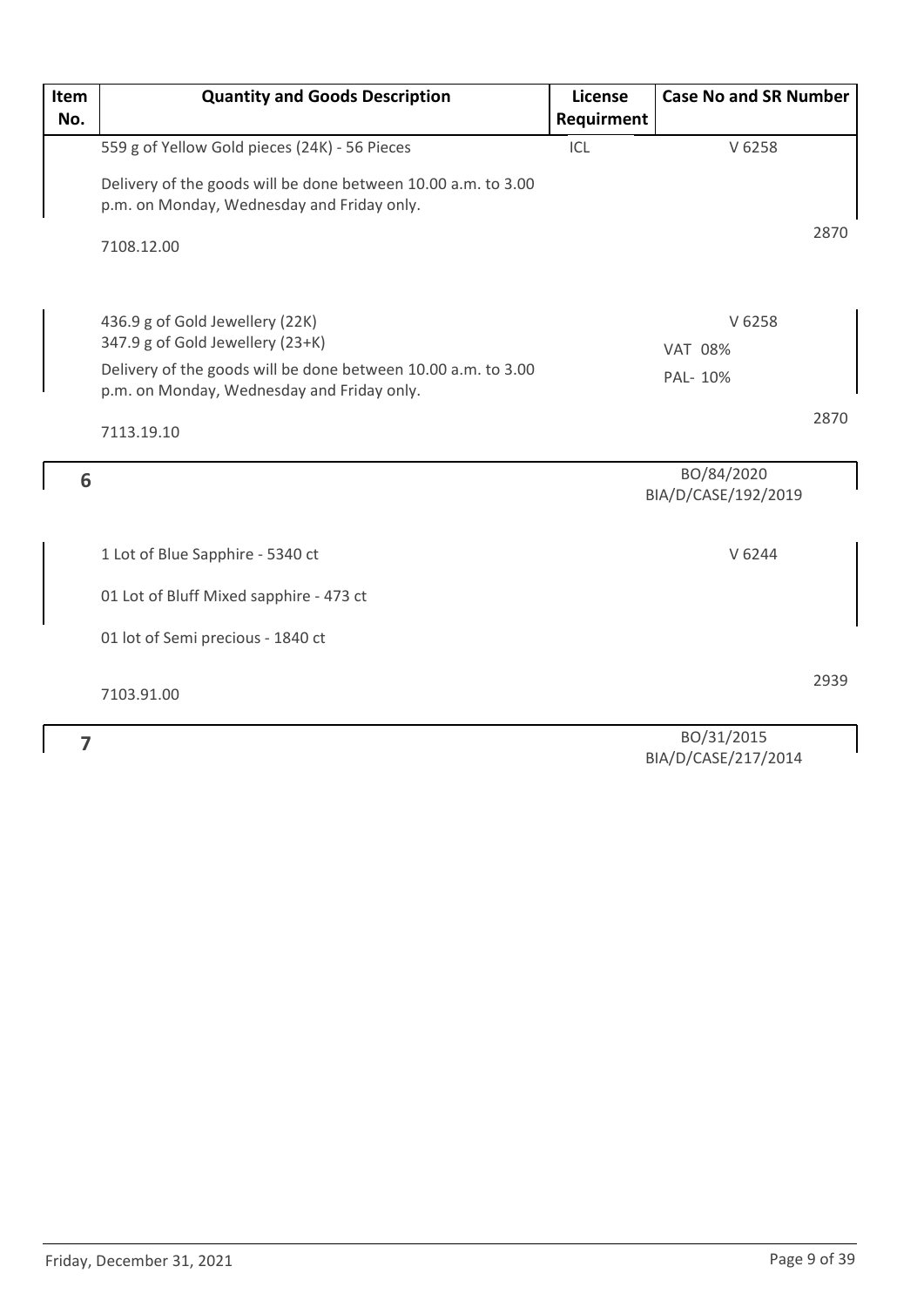| Item No. | Quantity and Goods Description | License Requirment | Case No and SR Number |
|---|---|---|---|
| | 559 g of Yellow Gold pieces (24K) - 56 Pieces<br><br>Delivery of the goods will be done between 10.00 a.m. to 3.00 p.m. on Monday, Wednesday and Friday only.<br><br>7108.12.00 | ICL | V 6258<br><br>2870 |
| | 436.9 g of Gold Jewellery (22K)<br>347.9 g of Gold Jewellery (23+K)<br>Delivery of the goods will be done between 10.00 a.m. to 3.00 p.m. on Monday, Wednesday and Friday only.<br><br>7113.19.10 | | V 6258<br>VAT 08%<br>PAL- 10%<br><br>2870 |
| **6** | | | BO/84/2020<br>BIA/D/CASE/192/2019 |
| | 1 Lot of Blue Sapphire - 5340 ct<br><br>01 Lot of Bluff Mixed sapphire - 473 ct<br><br>01 lot of Semi precious - 1840 ct<br><br>7103.91.00 | | V 6244<br><br>2939 |
| **7** | | | BO/31/2015<br>BIA/D/CASE/217/2014 |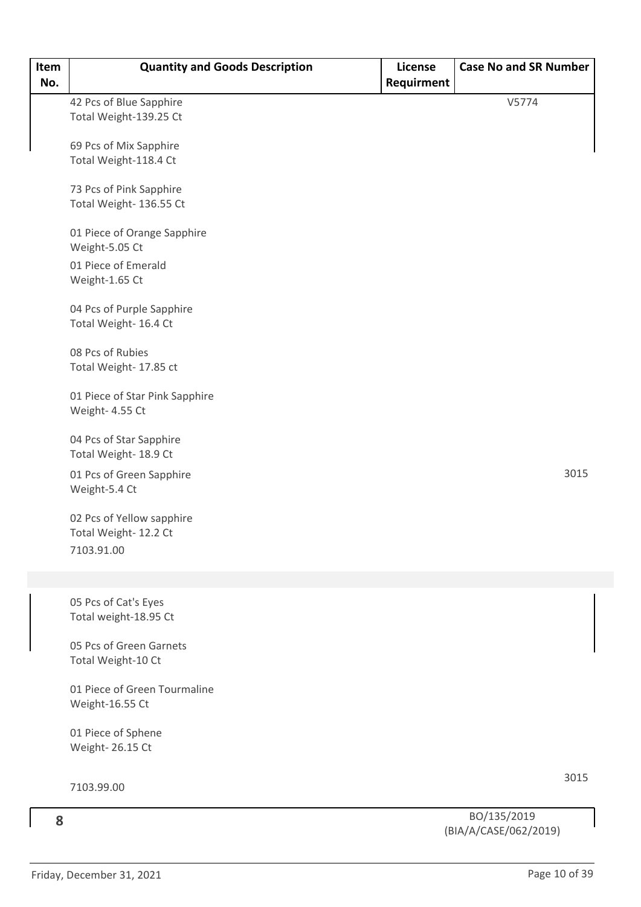| Item No. | Quantity and Goods Description | License Requirment | Case No and SR Number |
|---|---|---|---|
| | 42 Pcs of Blue Sapphire<br>Total Weight-139.25 Ct<br><br>69 Pcs of Mix Sapphire<br>Total Weight-118.4 Ct<br><br>73 Pcs of Pink Sapphire<br>Total Weight- 136.55 Ct<br><br>01 Piece of Orange Sapphire<br>Weight-5.05 Ct<br>01 Piece of Emerald<br>Weight-1.65 Ct<br><br>04 Pcs of Purple Sapphire<br>Total Weight- 16.4 Ct<br><br>08 Pcs of Rubies<br>Total Weight- 17.85 ct<br><br>01 Piece of Star Pink Sapphire<br>Weight- 4.55 Ct<br><br>04 Pcs of Star Sapphire<br>Total Weight- 18.9 Ct<br>01 Pcs of Green Sapphire<br>Weight-5.4 Ct<br><br>02 Pcs of Yellow sapphire<br>Total Weight- 12.2 Ct<br>7103.91.00 | | V5774<br><br>3015 |
| | 05 Pcs of Cat's Eyes<br>Total weight-18.95 Ct<br><br>05 Pcs of Green Garnets<br>Total Weight-10 Ct<br><br>01 Piece of Green Tourmaline<br>Weight-16.55 Ct<br><br>01 Piece of Sphene<br>Weight- 26.15 Ct<br><br>7103.99.00 | | 3015 |
| 8 | | | BO/135/2019<br>(BIA/A/CASE/062/2019) |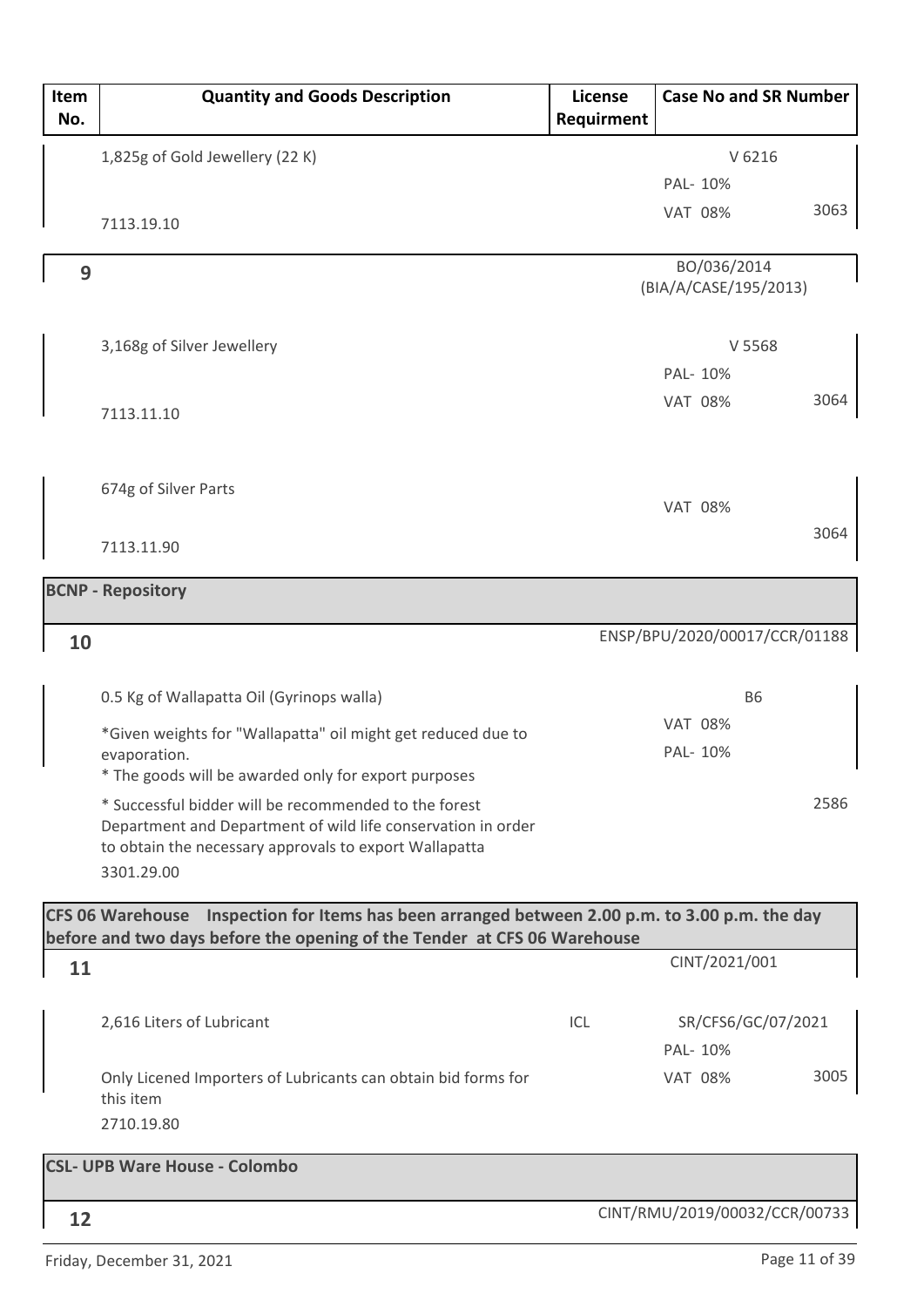| Item No. | Quantity and Goods Description | License Requirment | Case No and SR Number | |
|---|---|---|---|---|
| | 1,825g of Gold Jewellery (22 K)<br>7113.19.10 | | V 6216<br>PAL- 10%<br>VAT 08% | 3063 |
| **9** | | | BO/036/2014<br>(BIA/A/CASE/195/2013) | |
| | 3,168g of Silver Jewellery<br>7113.11.10 | | V 5568<br>PAL- 10%<br>VAT 08% | 3064 |
| | 674g of Silver Parts<br>7113.11.90 | | VAT 08% | 3064 |
| | **BCNP - Repository** | | | |
| **10** | | | ENSP/BPU/2020/00017/CCR/01188 | |
| | 0.5 Kg of Wallapatta Oil (Gyrinops walla)<br>*Given weights for "Wallapatta" oil might get reduced due to evaporation.<br>* The goods will be awarded only for export purposes<br>* Successful bidder will be recommended to the forest Department and Department of wild life conservation in order to obtain the necessary approvals to export Wallapatta<br>3301.29.00 | | B6<br>VAT 08%<br>PAL- 10% | 2586 |
| | **CFS 06 Warehouse Inspection for Items has been arranged between 2.00 p.m. to 3.00 p.m. the day before and two days before the opening of the Tender at CFS 06 Warehouse** | | | |
| **11** | | | CINT/2021/001 | |
| | 2,616 Liters of Lubricant<br>Only Licened Importers of Lubricants can obtain bid forms for this item<br>2710.19.80 | ICL | SR/CFS6/GC/07/2021<br>PAL- 10%<br>VAT 08% | 3005 |
| | **CSL- UPB Ware House - Colombo** | | | |
| **12** | | | CINT/RMU/2019/00032/CCR/00733 | |

Friday, December 31, 2021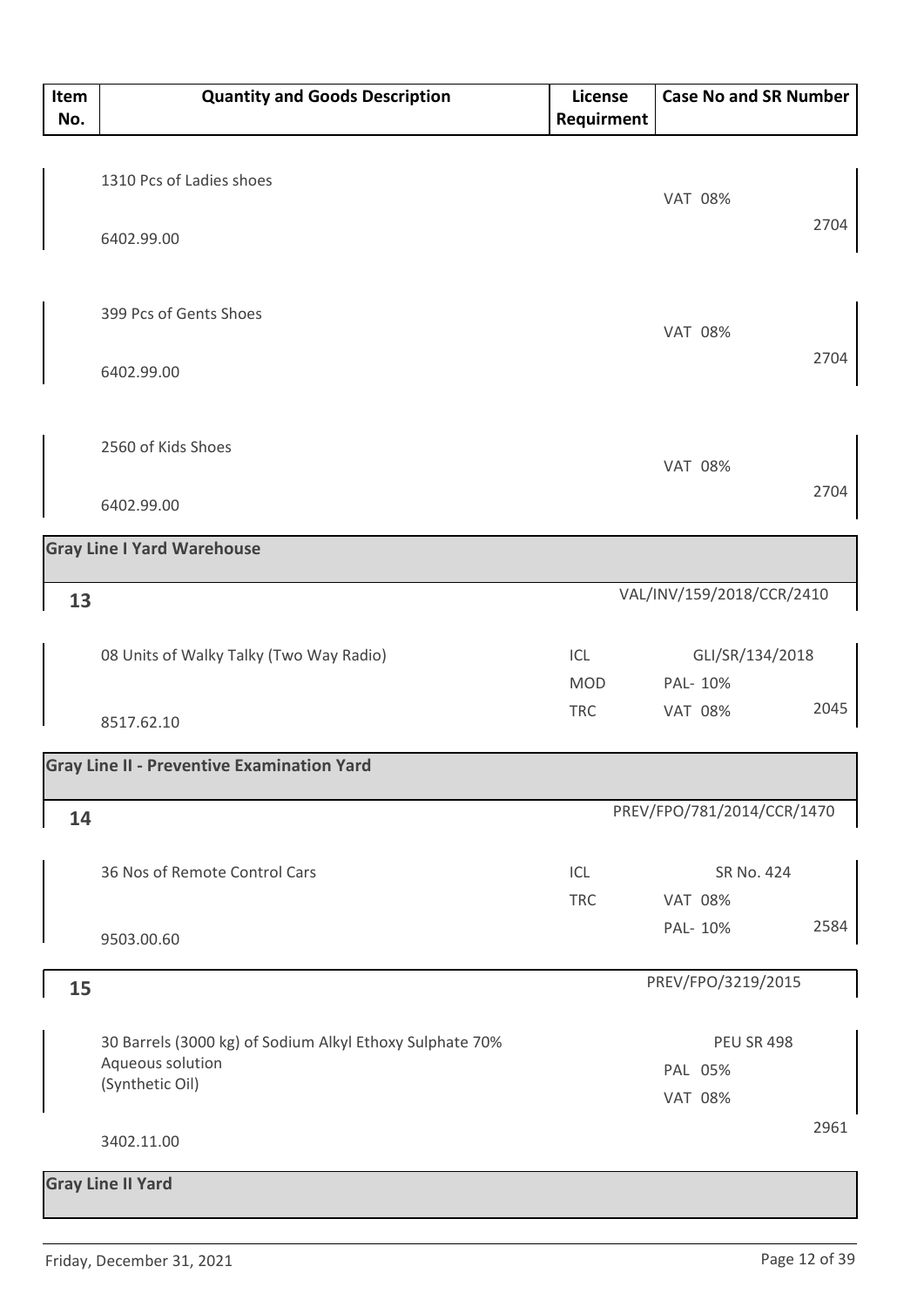| Item No. | Quantity and Goods Description | License Requirment | Case No and SR Number |
|---|---|---|---|
| | 1310 Pcs of Ladies shoes<br>6402.99.00 | | VAT 08%<br>2704 |
| | 399 Pcs of Gents Shoes<br>6402.99.00 | | VAT 08%<br>2704 |
| | 2560 of Kids Shoes<br>6402.99.00 | | VAT 08%<br>2704 |
| **Gray Line I Yard Warehouse** | | | |
| **13** | | | VAL/INV/159/2018/CCR/2410 |
| | 08 Units of Walky Talky (Two Way Radio)<br>8517.62.10 | ICL<br>MOD<br>TRC | GLI/SR/134/2018<br>PAL- 10%<br>VAT 08%<br>2045 |
| **Gray Line II - Preventive Examination Yard** | | | |
| **14** | | | PREV/FPO/781/2014/CCR/1470 |
| | 36 Nos of Remote Control Cars<br>9503.00.60 | ICL<br>TRC | SR No. 424<br>VAT 08%<br>PAL- 10%<br>2584 |
| **15** | | | PREV/FPO/3219/2015 |
| | 30 Barrels (3000 kg) of Sodium Alkyl Ethoxy Sulphate 70% Aqueous solution (Synthetic Oil)<br>3402.11.00 | | PEU SR 498<br>PAL 05%<br>VAT 08%<br>2961 |
| **Gray Line II Yard** | | | |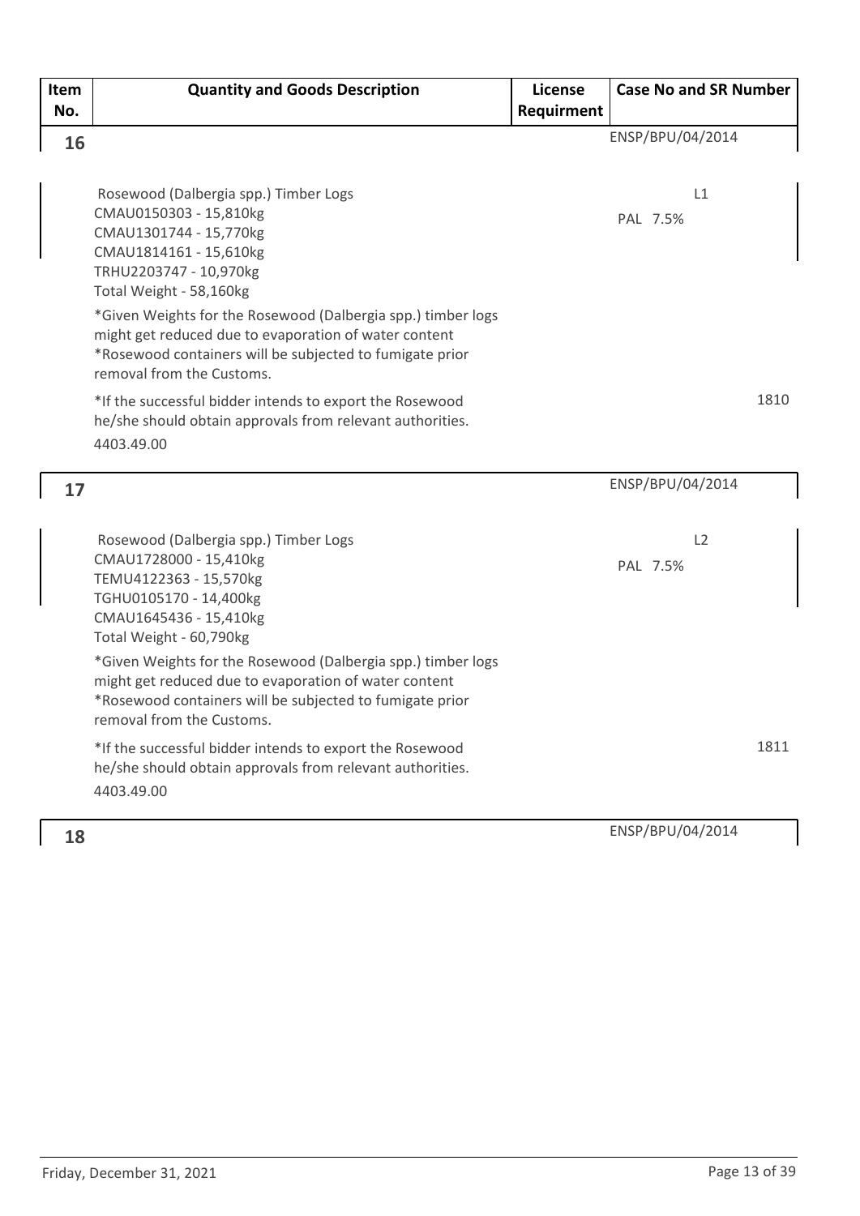| Item No. | Quantity and Goods Description | License Requirment | Case No and SR Number |
|---|---|---|---|
| 16 | Rosewood (Dalbergia spp.) Timber Logs<br>CMAU0150303 - 15,810kg<br>CMAU1301744 - 15,770kg<br>CMAU1814161 - 15,610kg<br>TRHU2203747 - 10,970kg<br>Total Weight - 58,160kg<br>*Given Weights for the Rosewood (Dalbergia spp.) timber logs might get reduced due to evaporation of water content<br>*Rosewood containers will be subjected to fumigate prior removal from the Customs.<br>*If the successful bidder intends to export the Rosewood he/she should obtain approvals from relevant authorities.<br>4403.49.00 | | ENSP/BPU/04/2014<br>L1<br>PAL 7.5%<br>1810 |
| 17 | Rosewood (Dalbergia spp.) Timber Logs<br>CMAU1728000 - 15,410kg<br>TEMU4122363 - 15,570kg<br>TGHU0105170 - 14,400kg<br>CMAU1645436 - 15,410kg<br>Total Weight - 60,790kg<br>*Given Weights for the Rosewood (Dalbergia spp.) timber logs might get reduced due to evaporation of water content<br>*Rosewood containers will be subjected to fumigate prior removal from the Customs.<br>*If the successful bidder intends to export the Rosewood he/she should obtain approvals from relevant authorities.<br>4403.49.00 | | ENSP/BPU/04/2014<br>L2<br>PAL 7.5%<br>1811 |
| 18 | | | ENSP/BPU/04/2014 |

Friday, December 31, 2021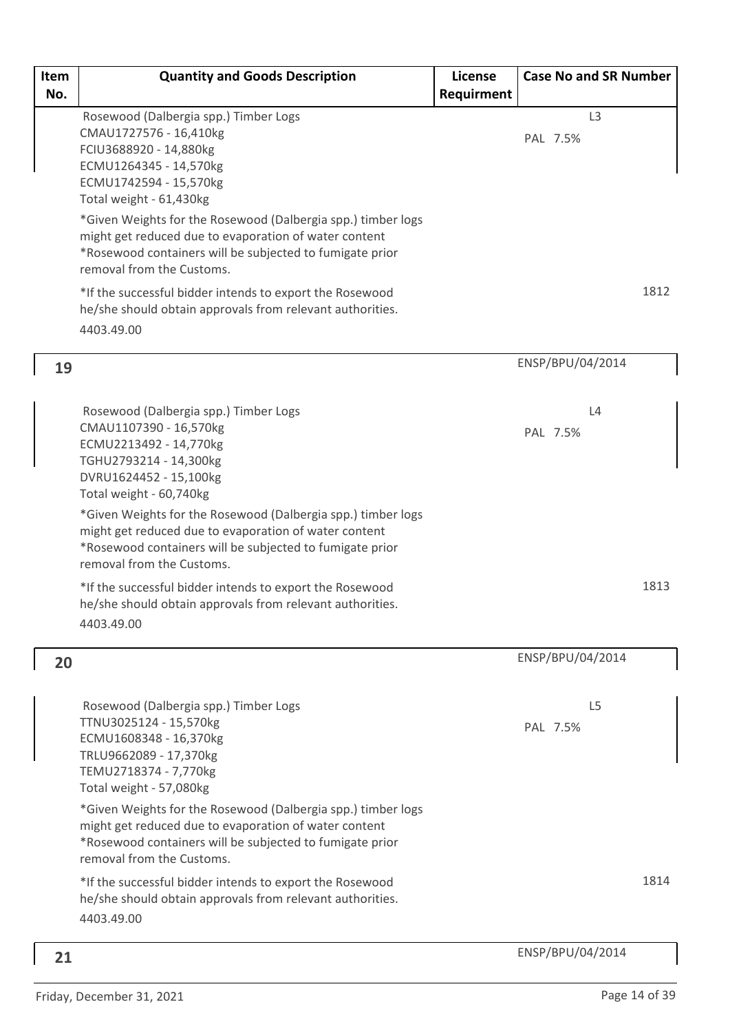| Item No. | Quantity and Goods Description | License Requirment | Case No and SR Number |
|---|---|---|---|
| | Rosewood (Dalbergia spp.) Timber Logs<br>CMAU1727576 - 16,410kg<br>FCIU3688920 - 14,880kg<br>ECMU1264345 - 14,570kg<br>ECMU1742594 - 15,570kg<br>Total weight - 61,430kg<br>*Given Weights for the Rosewood (Dalbergia spp.) timber logs might get reduced due to evaporation of water content<br>*Rosewood containers will be subjected to fumigate prior removal from the Customs.<br>*If the successful bidder intends to export the Rosewood he/she should obtain approvals from relevant authorities.<br>4403.49.00 | | L3<br>PAL 7.5%<br>1812 |
| 19 | | | ENSP/BPU/04/2014 |
| | Rosewood (Dalbergia spp.) Timber Logs<br>CMAU1107390 - 16,570kg<br>ECMU2213492 - 14,770kg<br>TGHU2793214 - 14,300kg<br>DVRU1624452 - 15,100kg<br>Total weight - 60,740kg<br>*Given Weights for the Rosewood (Dalbergia spp.) timber logs might get reduced due to evaporation of water content<br>*Rosewood containers will be subjected to fumigate prior removal from the Customs.<br>*If the successful bidder intends to export the Rosewood he/she should obtain approvals from relevant authorities.<br>4403.49.00 | | L4<br>PAL 7.5%<br>1813 |
| 20 | | | ENSP/BPU/04/2014 |
| | Rosewood (Dalbergia spp.) Timber Logs<br>TTNU3025124 - 15,570kg<br>ECMU1608348 - 16,370kg<br>TRLU9662089 - 17,370kg<br>TEMU2718374 - 7,770kg<br>Total weight - 57,080kg<br>*Given Weights for the Rosewood (Dalbergia spp.) timber logs might get reduced due to evaporation of water content<br>*Rosewood containers will be subjected to fumigate prior removal from the Customs.<br>*If the successful bidder intends to export the Rosewood he/she should obtain approvals from relevant authorities.<br>4403.49.00 | | L5<br>PAL 7.5%<br>1814 |
| 21 | | | ENSP/BPU/04/2014 |

Friday, December 31, 2021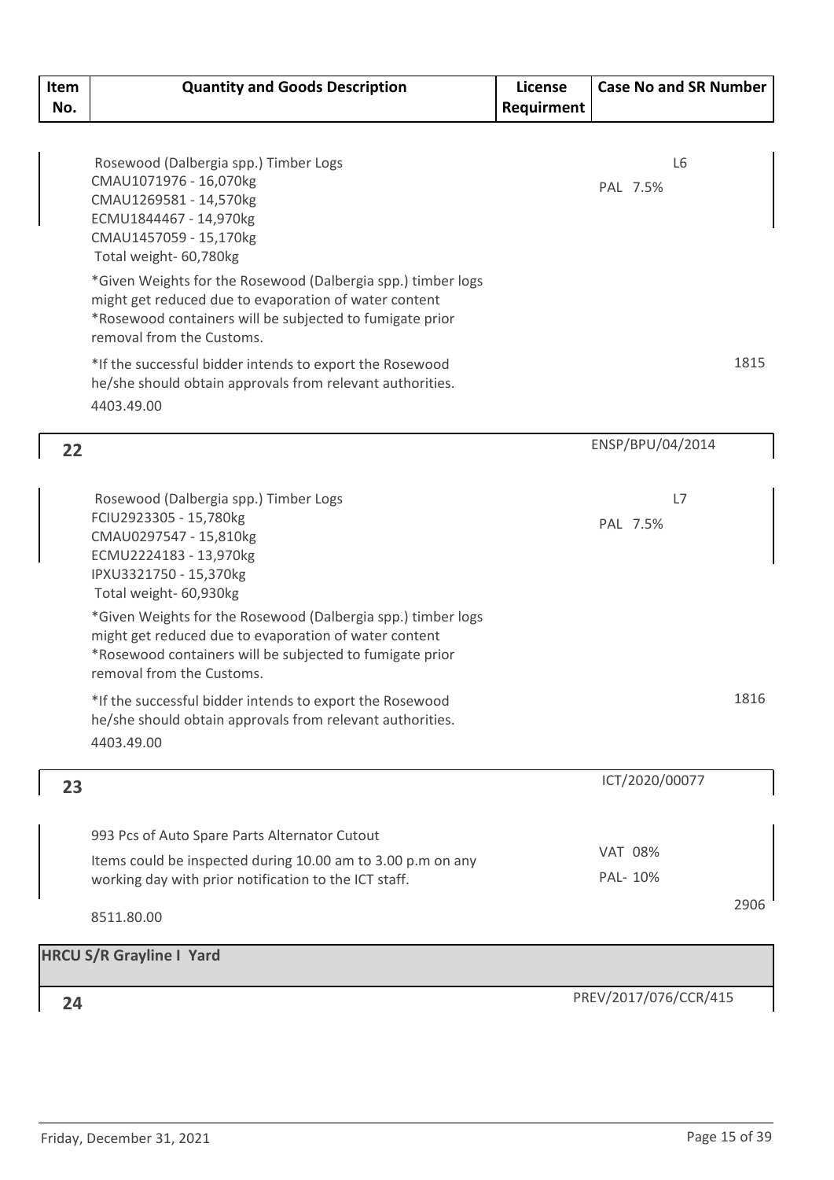| Item No. | Quantity and Goods Description | License Requirment | Case No and SR Number |
|---|---|---|---|
| | Rosewood (Dalbergia spp.) Timber Logs<br>CMAU1071976 - 16,070kg<br>CMAU1269581 - 14,570kg<br>ECMU1844467 - 14,970kg<br>CMAU1457059 - 15,170kg<br>Total weight- 60,780kg<br>*Given Weights for the Rosewood (Dalbergia spp.) timber logs might get reduced due to evaporation of water content<br>*Rosewood containers will be subjected to fumigate prior removal from the Customs.<br>*If the successful bidder intends to export the Rosewood he/she should obtain approvals from relevant authorities.<br>4403.49.00 | | L6<br>PAL 7.5%<br>1815 |
| 22 | | | ENSP/BPU/04/2014 |
| | Rosewood (Dalbergia spp.) Timber Logs<br>FCIU2923305 - 15,780kg<br>CMAU0297547 - 15,810kg<br>ECMU2224183 - 13,970kg<br>IPXU3321750 - 15,370kg<br>Total weight- 60,930kg<br>*Given Weights for the Rosewood (Dalbergia spp.) timber logs might get reduced due to evaporation of water content<br>*Rosewood containers will be subjected to fumigate prior removal from the Customs.<br>*If the successful bidder intends to export the Rosewood he/she should obtain approvals from relevant authorities.<br>4403.49.00 | | L7<br>PAL 7.5%<br>1816 |
| 23 | | | ICT/2020/00077 |
| | 993 Pcs of Auto Spare Parts Alternator Cutout<br>Items could be inspected during 10.00 am to 3.00 p.m on any working day with prior notification to the ICT staff.<br>8511.80.00 | | VAT 08%<br>PAL- 10%<br>2906 |
| **HRCU S/R Grayline I Yard** | | | |
| 24 | | | PREV/2017/076/CCR/415 |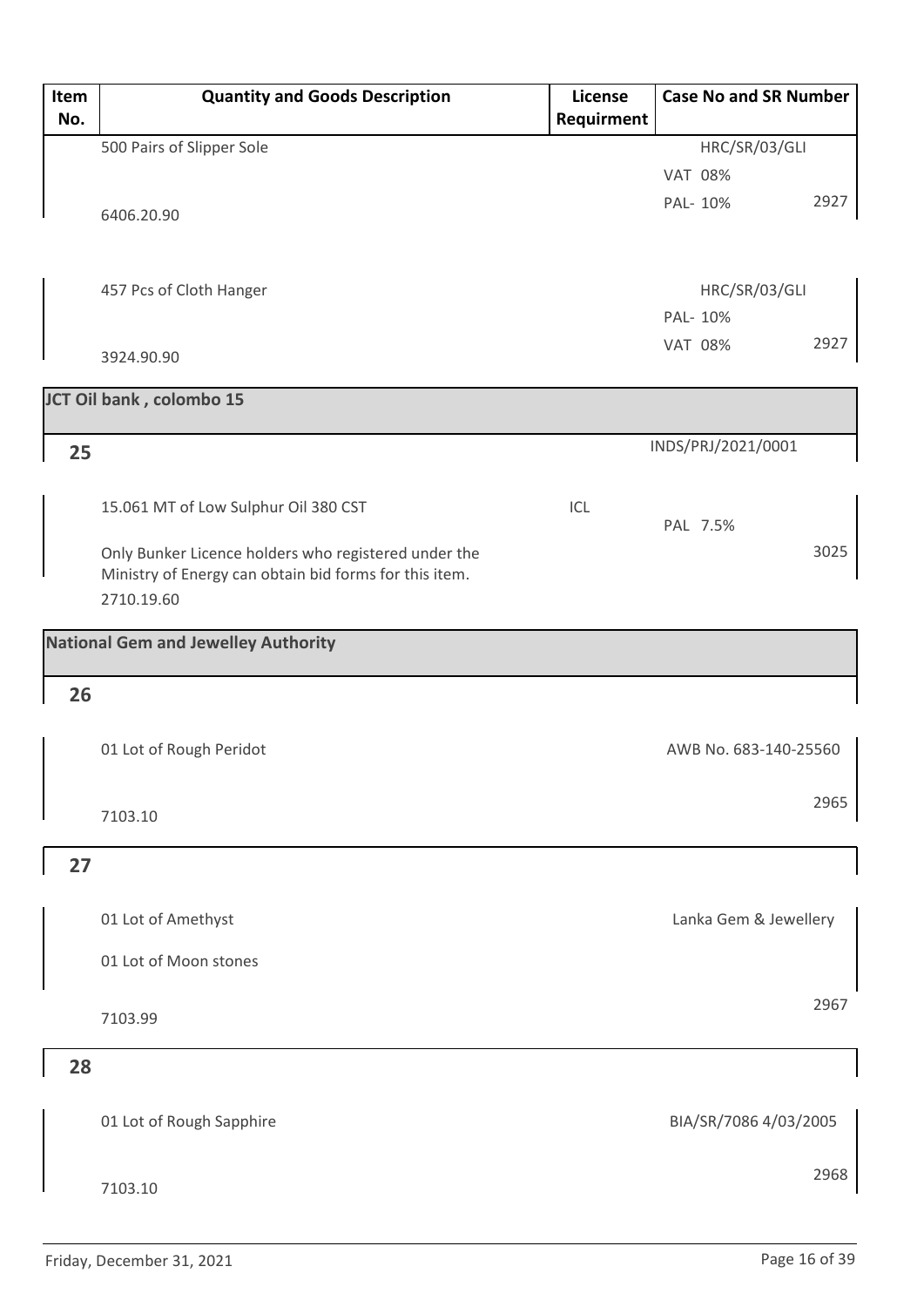| Item No. | Quantity and Goods Description | License Requirment | Case No and SR Number | |
|---|---|---|---|---|
| | 500 Pairs of Slipper Sole<br>6406.20.90 | | HRC/SR/03/GLI<br>VAT 08%<br>PAL- 10% | 2927 |
| | 457 Pcs of Cloth Hanger<br>3924.90.90 | | HRC/SR/03/GLI<br>PAL- 10%<br>VAT 08% | 2927 |
| **JCT Oil bank , colombo 15** | | | | |
| **25** | | | INDS/PRJ/2021/0001 | |
| | 15.061 MT of Low Sulphur Oil 380 CST<br>Only Bunker Licence holders who registered under the Ministry of Energy can obtain bid forms for this item.<br>2710.19.60 | ICL | PAL 7.5% | 3025 |
| **National Gem and Jewelley Authority** | | | | |
| **26** | | | | |
| | 01 Lot of Rough Peridot<br>7103.10 | | AWB No. 683-140-25560 | 2965 |
| **27** | | | | |
| | 01 Lot of Amethyst<br>01 Lot of Moon stones<br>7103.99 | | Lanka Gem & Jewellery | 2967 |
| **28** | | | | |
| | 01 Lot of Rough Sapphire<br>7103.10 | | BIA/SR/7086 4/03/2005 | 2968 |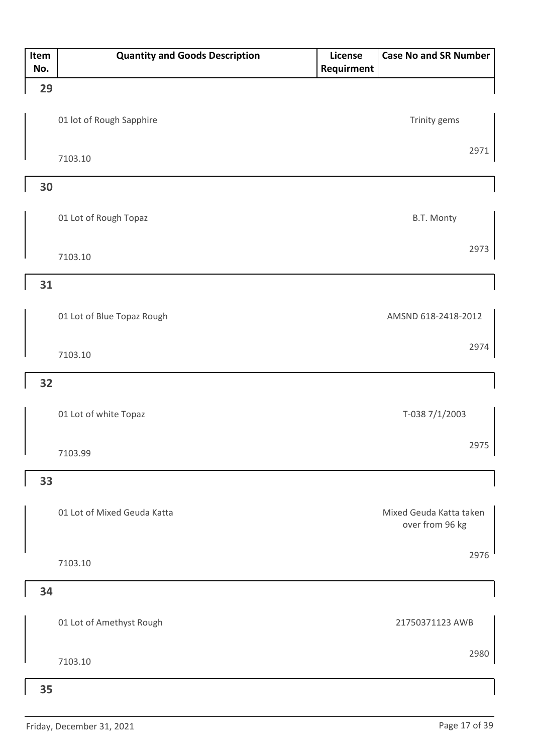| Item No. | Quantity and Goods Description | License Requirment | Case No and SR Number |
|---|---|---|---|
| 29 | 01 lot of Rough Sapphire<br>7103.10 | | Trinity gems<br>2971 |
| 30 | 01 Lot of Rough Topaz<br>7103.10 | | B.T. Monty<br>2973 |
| 31 | 01 Lot of Blue Topaz Rough<br>7103.10 | | AMSND 618-2418-2012<br>2974 |
| 32 | 01 Lot of white Topaz<br>7103.99 | | T-038 7/1/2003<br>2975 |
| 33 | 01 Lot of Mixed Geuda Katta<br>7103.10 | | Mixed Geuda Katta taken over from 96 kg<br>2976 |
| 34 | 01 Lot of Amethyst Rough<br>7103.10 | | 21750371123 AWB<br>2980 |
| 35 | | | |

Friday, December 31, 2021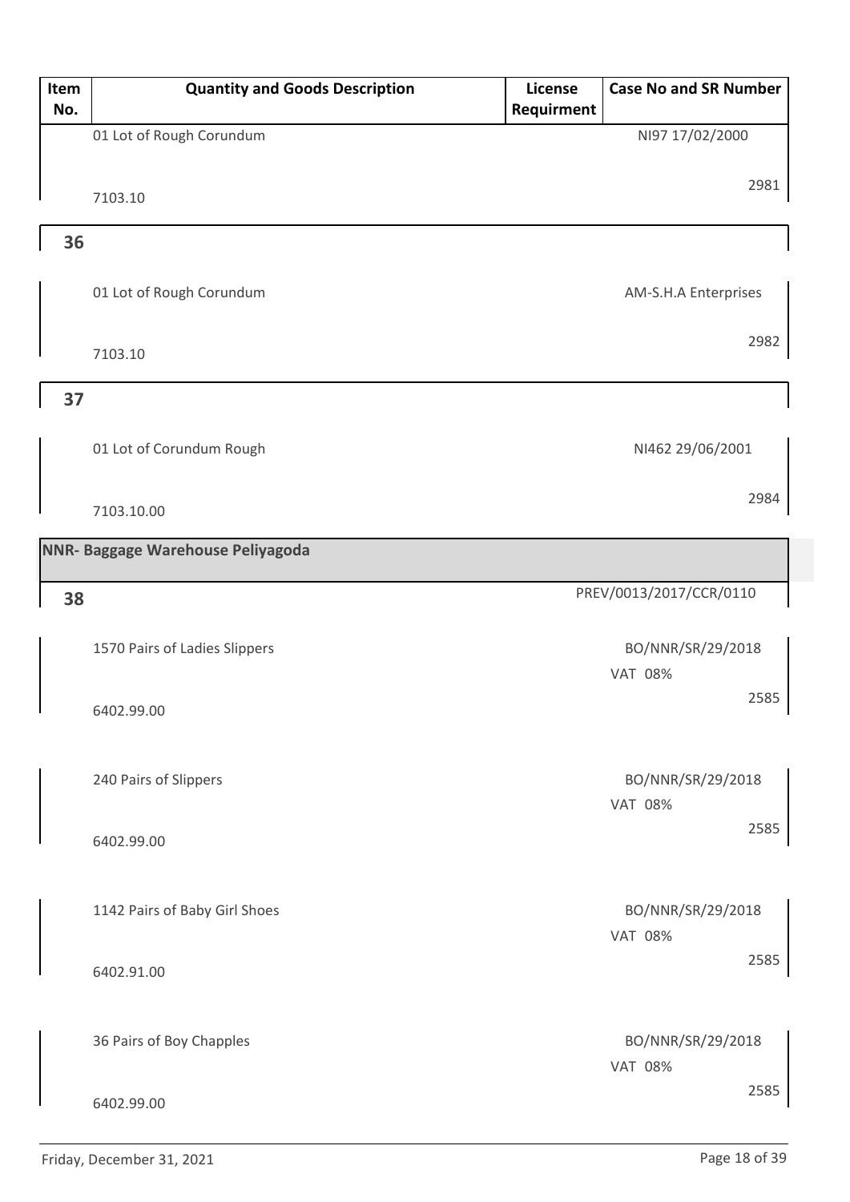| Item No. | Quantity and Goods Description | License Requirment | Case No and SR Number |
|---|---|---|---|
| | 01 Lot of Rough Corundum<br>7103.10 | | NI97 17/02/2000<br>2981 |
| **36** | | | |
| | 01 Lot of Rough Corundum<br>7103.10 | | AM-S.H.A Enterprises<br>2982 |
| **37** | | | |
| | 01 Lot of Corundum Rough<br>7103.10.00 | | NI462 29/06/2001<br>2984 |
| **NNR- Baggage Warehouse Peliyagoda** | | | |
| **38** | | | PREV/0013/2017/CCR/0110 |
| | 1570 Pairs of Ladies Slippers<br>6402.99.00 | | BO/NNR/SR/29/2018<br>VAT 08%<br>2585 |
| | 240 Pairs of Slippers<br>6402.99.00 | | BO/NNR/SR/29/2018<br>VAT 08%<br>2585 |
| | 1142 Pairs of Baby Girl Shoes<br>6402.91.00 | | BO/NNR/SR/29/2018<br>VAT 08%<br>2585 |
| | 36 Pairs of Boy Chapples<br>6402.99.00 | | BO/NNR/SR/29/2018<br>VAT 08%<br>2585 |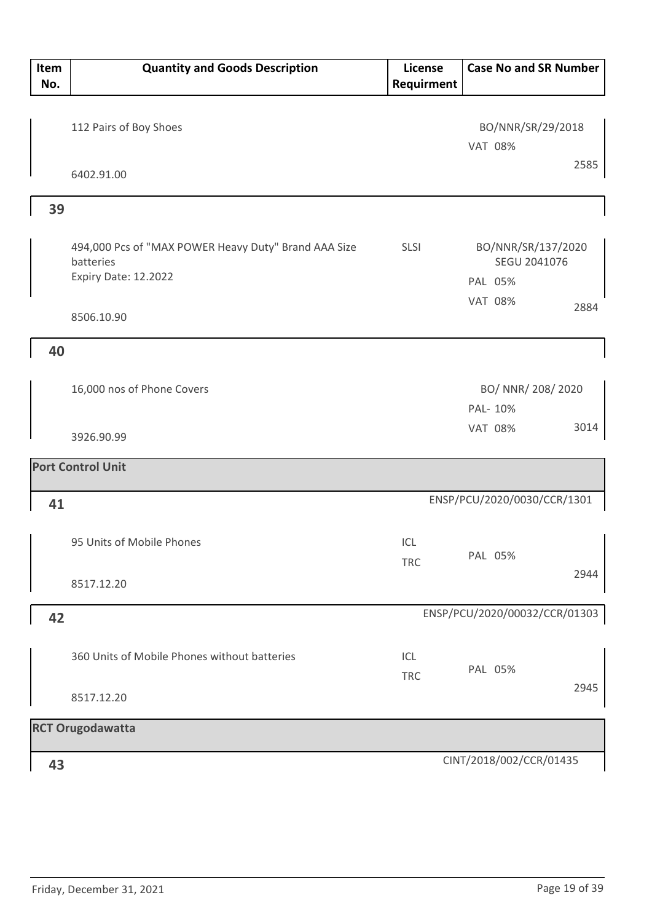| Item No. | Quantity and Goods Description | License Requirment | Case No and SR Number |
|---|---|---|---|
| | 112 Pairs of Boy Shoes<br>6402.91.00 | | BO/NNR/SR/29/2018<br>VAT 08%<br>2585 |
| 39 | | | |
| | 494,000 Pcs of "MAX POWER Heavy Duty" Brand AAA Size batteries<br>Expiry Date: 12.2022<br>8506.10.90 | SLSI | BO/NNR/SR/137/2020<br>SEGU 2041076<br>PAL 05%<br>VAT 08%<br>2884 |
| 40 | | | |
| | 16,000 nos of Phone Covers<br>3926.90.99 | | BO/ NNR/ 208/ 2020<br>PAL- 10%<br>VAT 08%<br>3014 |
| **Port Control Unit** | | | |
| 41 | | | ENSP/PCU/2020/0030/CCR/1301 |
| | 95 Units of Mobile Phones<br>8517.12.20 | ICL<br>TRC | PAL 05%<br>2944 |
| 42 | | | ENSP/PCU/2020/00032/CCR/01303 |
| | 360 Units of Mobile Phones without batteries<br>8517.12.20 | ICL<br>TRC | PAL 05%<br>2945 |
| **RCT Orugodawatta** | | | |
| 43 | | | CINT/2018/002/CCR/01435 |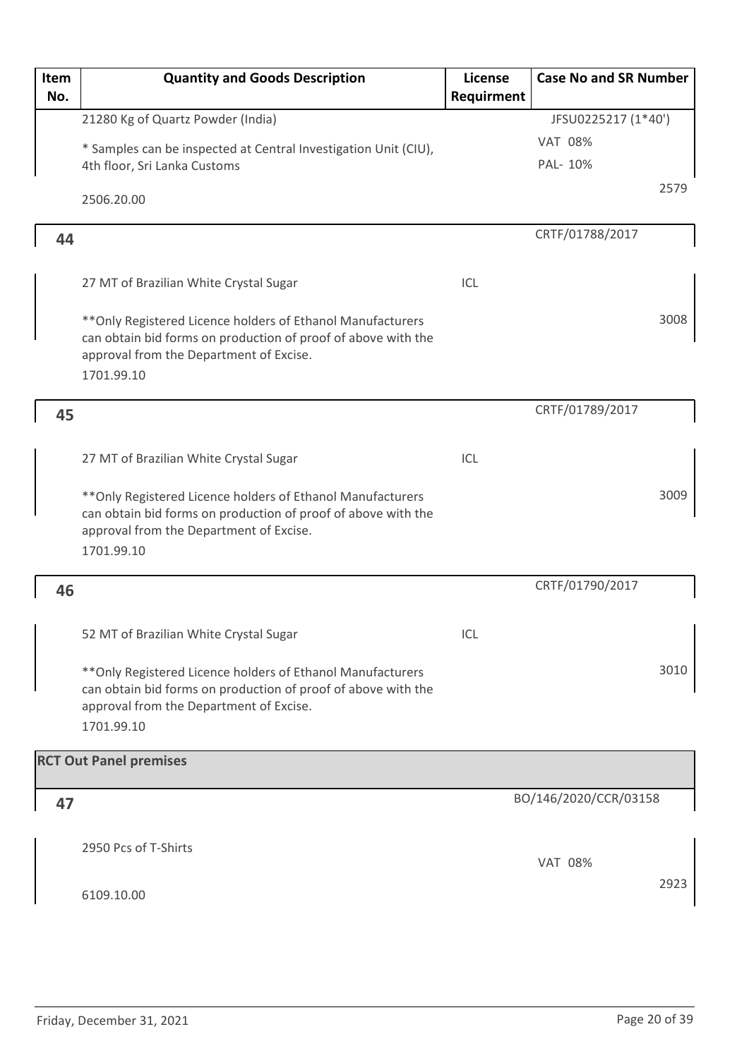| Item No. | Quantity and Goods Description | License Requirment | Case No and SR Number |
|---|---|---|---|
| | 21280 Kg of Quartz Powder (India)<br><br>* Samples can be inspected at Central Investigation Unit (CIU), 4th floor, Sri Lanka Customs<br><br>2506.20.00 | | JFSU0225217 (1*40')<br>VAT 08%<br>PAL- 10%<br>2579 |
| 44 | | | CRTF/01788/2017 |
| | 27 MT of Brazilian White Crystal Sugar<br><br>**Only Registered Licence holders of Ethanol Manufacturers can obtain bid forms on production of proof of above with the approval from the Department of Excise.<br>1701.99.10 | ICL | 3008 |
| 45 | | | CRTF/01789/2017 |
| | 27 MT of Brazilian White Crystal Sugar<br><br>**Only Registered Licence holders of Ethanol Manufacturers can obtain bid forms on production of proof of above with the approval from the Department of Excise.<br>1701.99.10 | ICL | 3009 |
| 46 | | | CRTF/01790/2017 |
| | 52 MT of Brazilian White Crystal Sugar<br><br>**Only Registered Licence holders of Ethanol Manufacturers can obtain bid forms on production of proof of above with the approval from the Department of Excise.<br>1701.99.10 | ICL | 3010 |
| **RCT Out Panel premises** | | | |
| 47 | | | BO/146/2020/CCR/03158 |
| | 2950 Pcs of T-Shirts<br><br>6109.10.00 | | VAT 08%<br>2923 |

Friday, December 31, 2021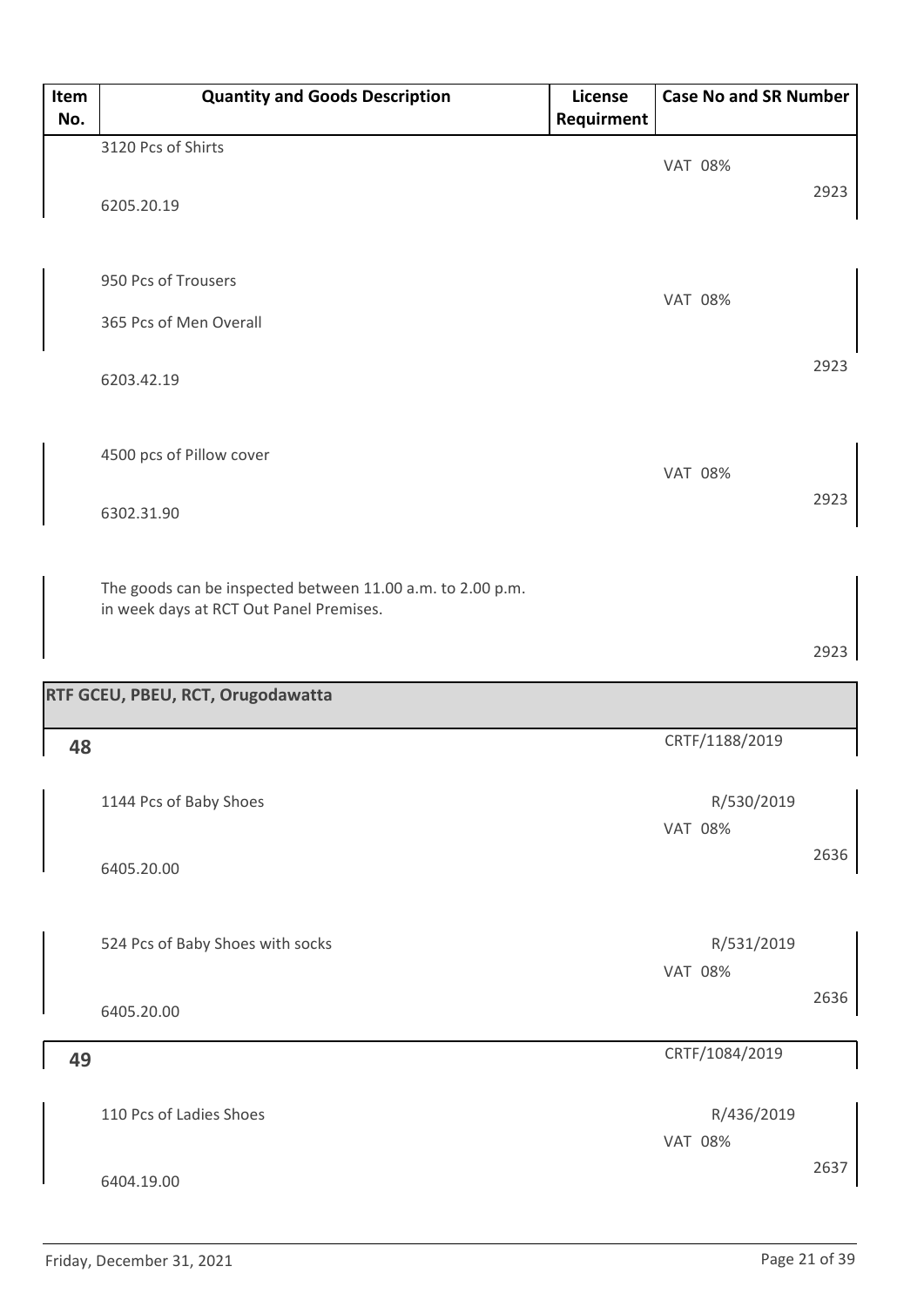| Item No. | Quantity and Goods Description | License Requirment | Case No and SR Number |
|---|---|---|---|
| | 3120 Pcs of Shirts<br>6205.20.19 | | VAT 08%<br>2923 |
| | 950 Pcs of Trousers<br>365 Pcs of Men Overall<br>6203.42.19 | | VAT 08%<br>2923 |
| | 4500 pcs of Pillow cover<br>6302.31.90 | | VAT 08%<br>2923 |
| | The goods can be inspected between 11.00 a.m. to 2.00 p.m. in week days at RCT Out Panel Premises. | | 2923 |
| **RTF GCEU, PBEU, RCT, Orugodawatta** | | | |
| **48** | | | CRTF/1188/2019 |
| | 1144 Pcs of Baby Shoes<br>6405.20.00 | | R/530/2019<br>VAT 08%<br>2636 |
| | 524 Pcs of Baby Shoes with socks<br>6405.20.00 | | R/531/2019<br>VAT 08%<br>2636 |
| **49** | | | CRTF/1084/2019 |
| | 110 Pcs of Ladies Shoes<br>6404.19.00 | | R/436/2019<br>VAT 08%<br>2637 |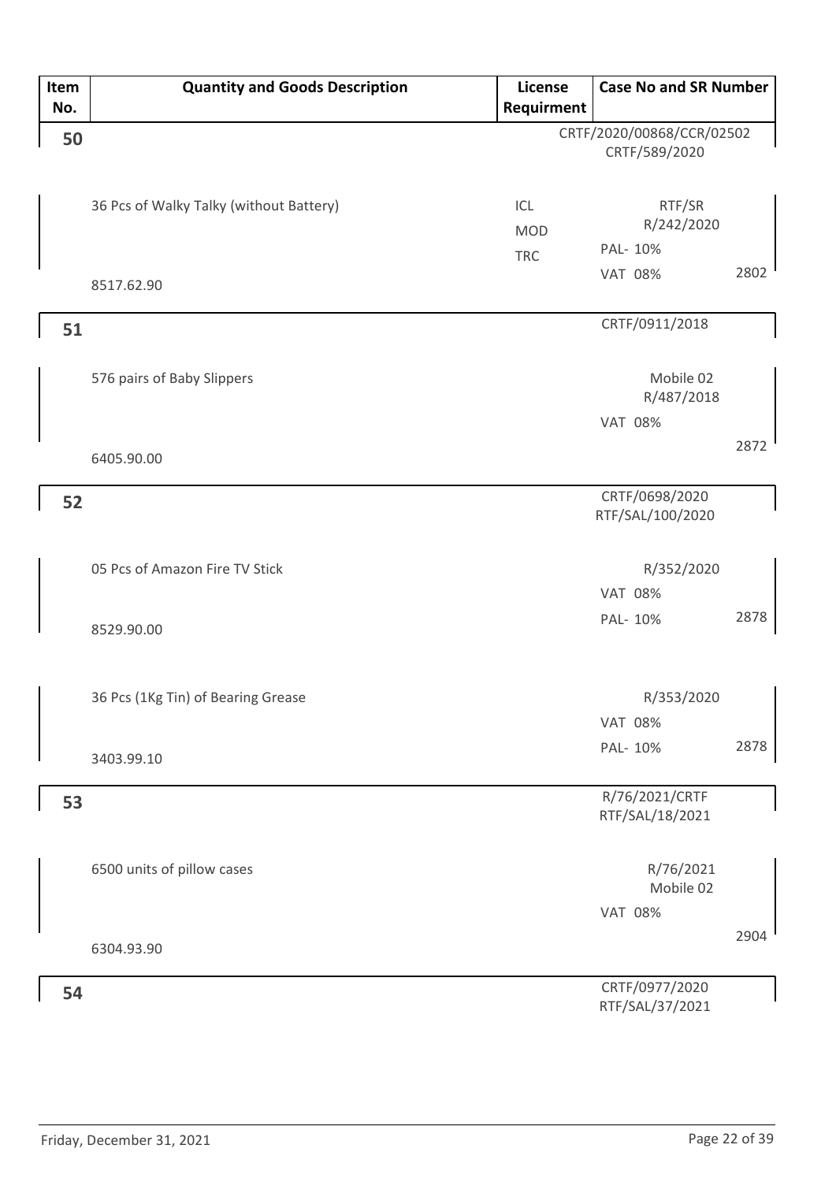| Item No. | Quantity and Goods Description | License Requirment | Case No and SR Number |
|---|---|---|---|
| **50** | | | CRTF/2020/00868/CCR/02502 CRTF/589/2020 |
| | 36 Pcs of Walky Talky (without Battery) | ICL MOD TRC | RTF/SR R/242/2020 PAL- 10% VAT 08% 2802 |
| | 8517.62.90 | | |
| **51** | | | CRTF/0911/2018 |
| | 576 pairs of Baby Slippers | | Mobile 02 R/487/2018 VAT 08% 2872 |
| | 6405.90.00 | | |
| **52** | | | CRTF/0698/2020 RTF/SAL/100/2020 |
| | 05 Pcs of Amazon Fire TV Stick | | R/352/2020 VAT 08% PAL- 10% 2878 |
| | 8529.90.00 | | |
| | 36 Pcs (1Kg Tin) of Bearing Grease | | R/353/2020 VAT 08% PAL- 10% 2878 |
| | 3403.99.10 | | |
| **53** | | | R/76/2021/CRTF RTF/SAL/18/2021 |
| | 6500 units of pillow cases | | R/76/2021 Mobile 02 VAT 08% 2904 |
| | 6304.93.90 | | |
| **54** | | | CRTF/0977/2020 RTF/SAL/37/2021 |

Friday, December 31, 2021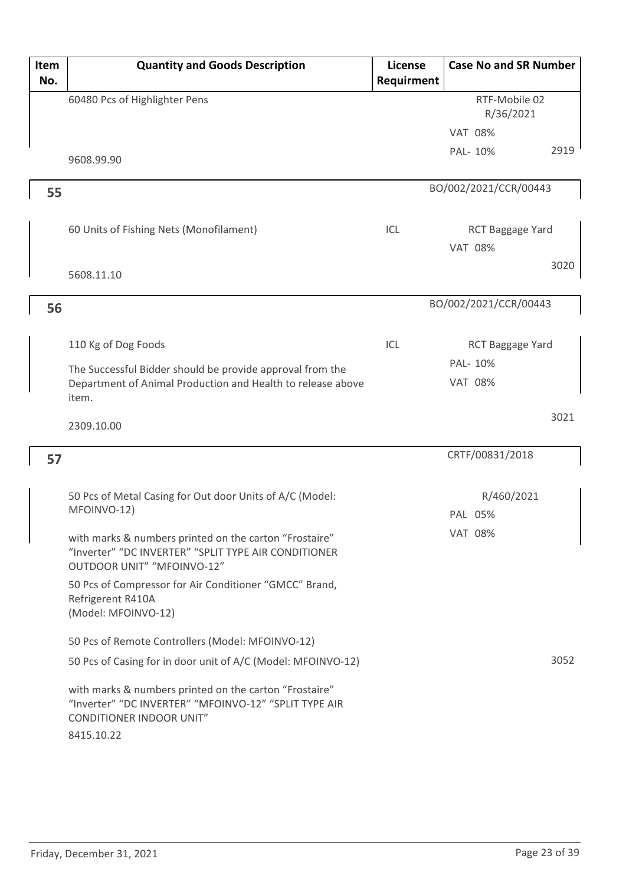| Item No. | Quantity and Goods Description | License Requirment | Case No and SR Number |
|---|---|---|---|
| | 60480 Pcs of Highlighter Pens<br><br>9608.99.90 | | RTF-Mobile 02<br>R/36/2021<br>VAT 08%<br>PAL- 10%<br>2919 |
| 55 | | | BO/002/2021/CCR/00443 |
| | 60 Units of Fishing Nets (Monofilament)<br><br>5608.11.10 | ICL | RCT Baggage Yard<br>VAT 08%<br>3020 |
| 56 | | | BO/002/2021/CCR/00443 |
| | 110 Kg of Dog Foods<br><br>The Successful Bidder should be provide approval from the Department of Animal Production and Health to release above item.<br><br>2309.10.00 | ICL | RCT Baggage Yard<br>PAL- 10%<br>VAT 08%<br>3021 |
| 57 | | | CRTF/00831/2018 |
| | 50 Pcs of Metal Casing for Out door Units of A/C (Model: MFOINVO-12)<br><br>with marks & numbers printed on the carton "Frostaire" "Inverter" "DC INVERTER" "SPLIT TYPE AIR CONDITIONER OUTDOOR UNIT" "MFOINVO-12"<br><br>50 Pcs of Compressor for Air Conditioner "GMCC" Brand, Refrigerent R410A (Model: MFOINVO-12)<br><br>50 Pcs of Remote Controllers (Model: MFOINVO-12)<br><br>50 Pcs of Casing for in door unit of A/C (Model: MFOINVO-12)<br><br>with marks & numbers printed on the carton "Frostaire" "Inverter" "DC INVERTER" "MFOINVO-12" "SPLIT TYPE AIR CONDITIONER INDOOR UNIT"<br><br>8415.10.22 | | R/460/2021<br>PAL 05%<br>VAT 08%<br>3052 |

Friday, December 31, 2021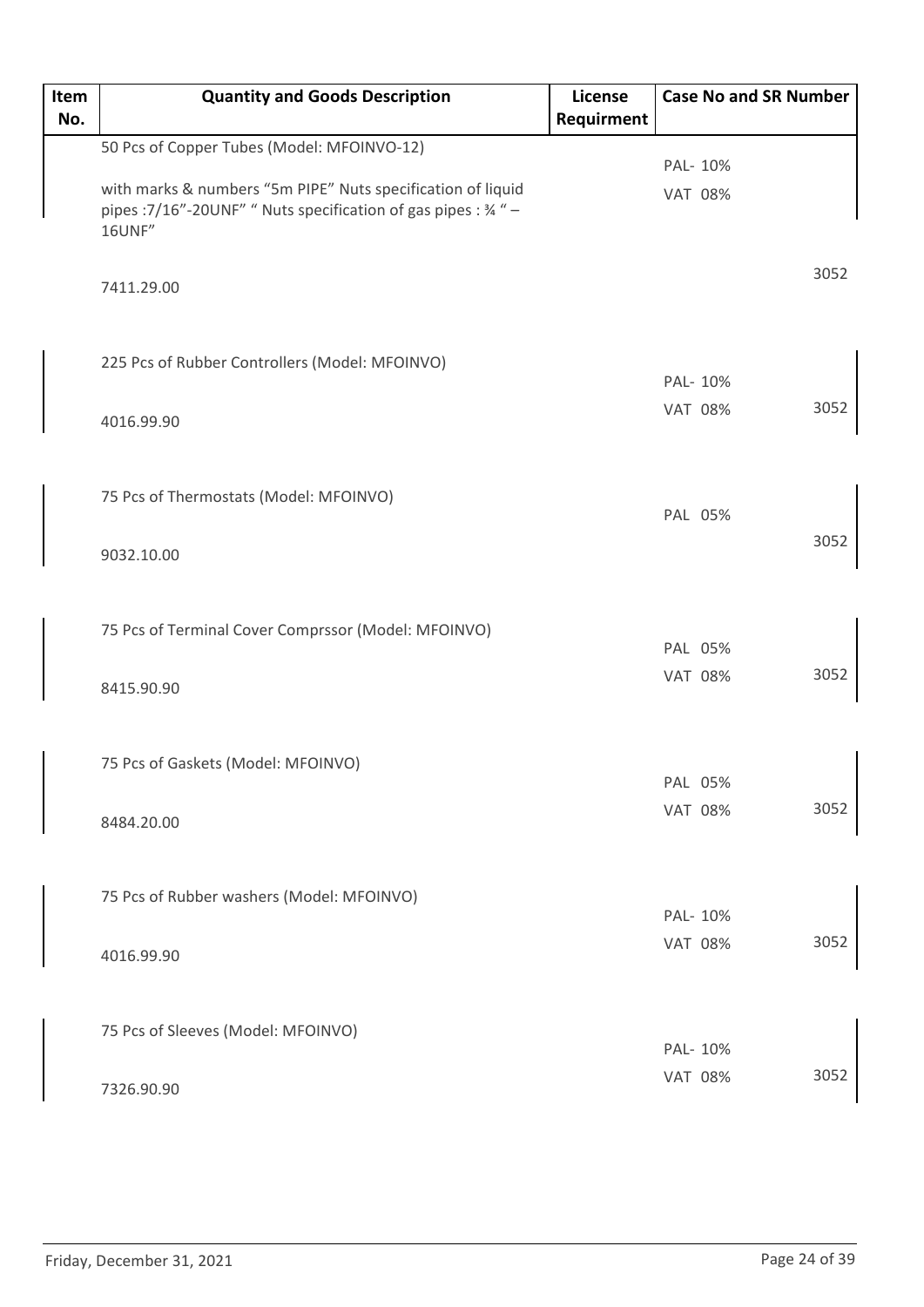| Item No. | Quantity and Goods Description | License Requirment | Case No and SR Number |
|---|---|---|---|
| | 50 Pcs of Copper Tubes (Model: MFOINVO-12)<br><br>with marks & numbers "5m PIPE" Nuts specification of liquid pipes :7/16"-20UNF" " Nuts specification of gas pipes : ¾ " – 16UNF"<br><br>7411.29.00 | | PAL- 10%<br>VAT 08%<br><br>3052 |
| | 225 Pcs of Rubber Controllers (Model: MFOINVO)<br><br>4016.99.90 | | PAL- 10%<br>VAT 08%<br>3052 |
| | 75 Pcs of Thermostats (Model: MFOINVO)<br><br>9032.10.00 | | PAL 05%<br><br>3052 |
| | 75 Pcs of Terminal Cover Comprssor (Model: MFOINVO)<br><br>8415.90.90 | | PAL 05%<br>VAT 08%<br>3052 |
| | 75 Pcs of Gaskets (Model: MFOINVO)<br><br>8484.20.00 | | PAL 05%<br>VAT 08%<br>3052 |
| | 75 Pcs of Rubber washers (Model: MFOINVO)<br><br>4016.99.90 | | PAL- 10%<br>VAT 08%<br>3052 |
| | 75 Pcs of Sleeves (Model: MFOINVO)<br><br>7326.90.90 | | PAL- 10%<br>VAT 08%<br>3052 |

Friday, December 31, 2021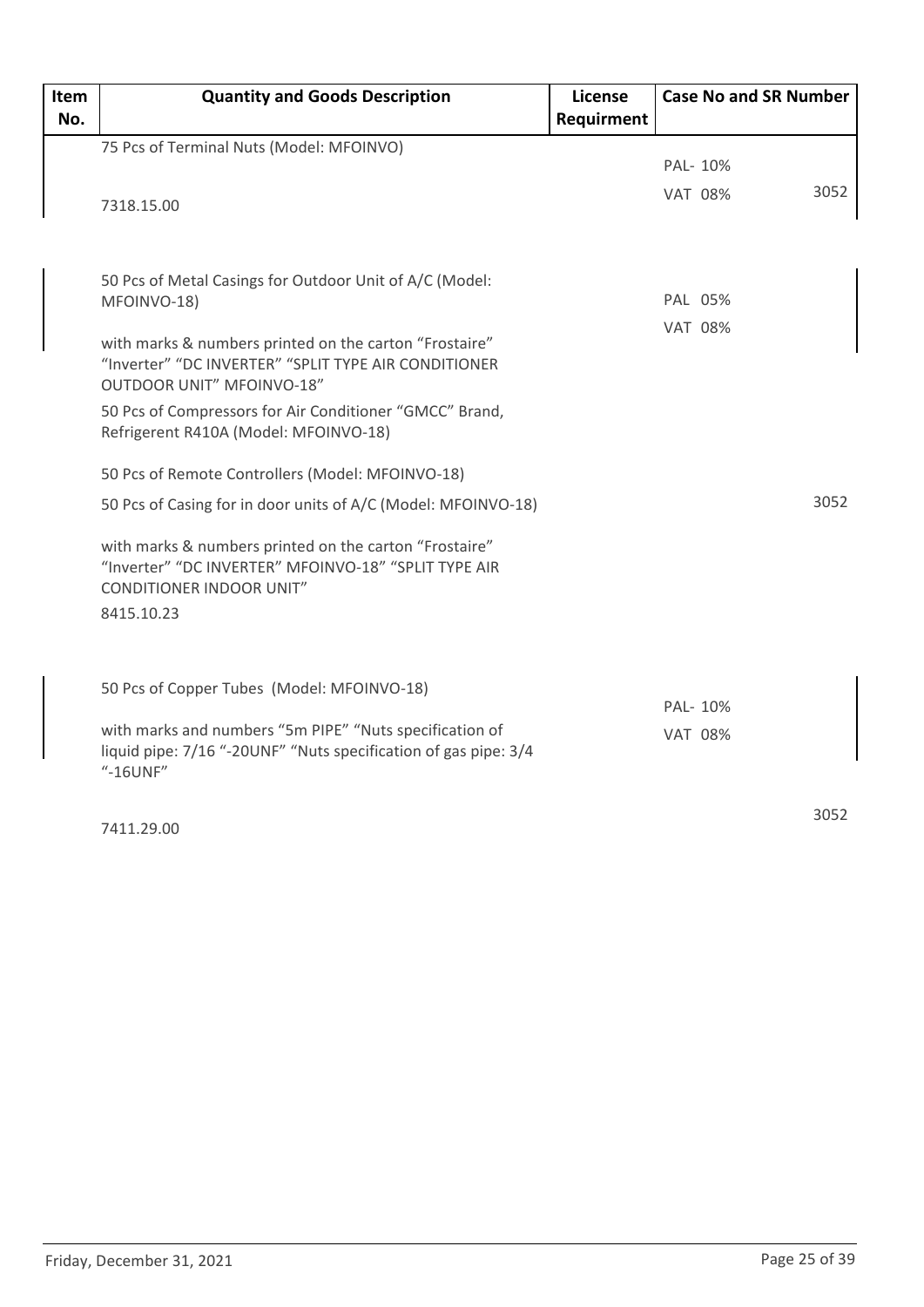| Item No. | Quantity and Goods Description | License Requirment | Case No and SR Number | |
|---|---|---|---|---|
| | 75 Pcs of Terminal Nuts (Model: MFOINVO)<br><br>7318.15.00 | | PAL- 10%<br>VAT 08% | 3052 |
| | 50 Pcs of Metal Casings for Outdoor Unit of A/C (Model: MFOINVO-18)<br><br>with marks & numbers printed on the carton "Frostaire" "Inverter" "DC INVERTER" "SPLIT TYPE AIR CONDITIONER OUTDOOR UNIT" MFOINVO-18"<br><br>50 Pcs of Compressors for Air Conditioner "GMCC" Brand, Refrigerent R410A (Model: MFOINVO-18)<br><br>50 Pcs of Remote Controllers (Model: MFOINVO-18)<br><br>50 Pcs of Casing for in door units of A/C (Model: MFOINVO-18)<br><br>with marks & numbers printed on the carton "Frostaire" "Inverter" "DC INVERTER" MFOINVO-18" "SPLIT TYPE AIR CONDITIONER INDOOR UNIT"<br><br>8415.10.23 | | PAL 05%<br>VAT 08% | 3052 |
| | 50 Pcs of Copper Tubes (Model: MFOINVO-18)<br><br>with marks and numbers "5m PIPE" "Nuts specification of liquid pipe: 7/16 "-20UNF" "Nuts specification of gas pipe: 3/4 "-16UNF"<br><br>7411.29.00 | | PAL- 10%<br>VAT 08% | 3052 |

Friday, December 31, 2021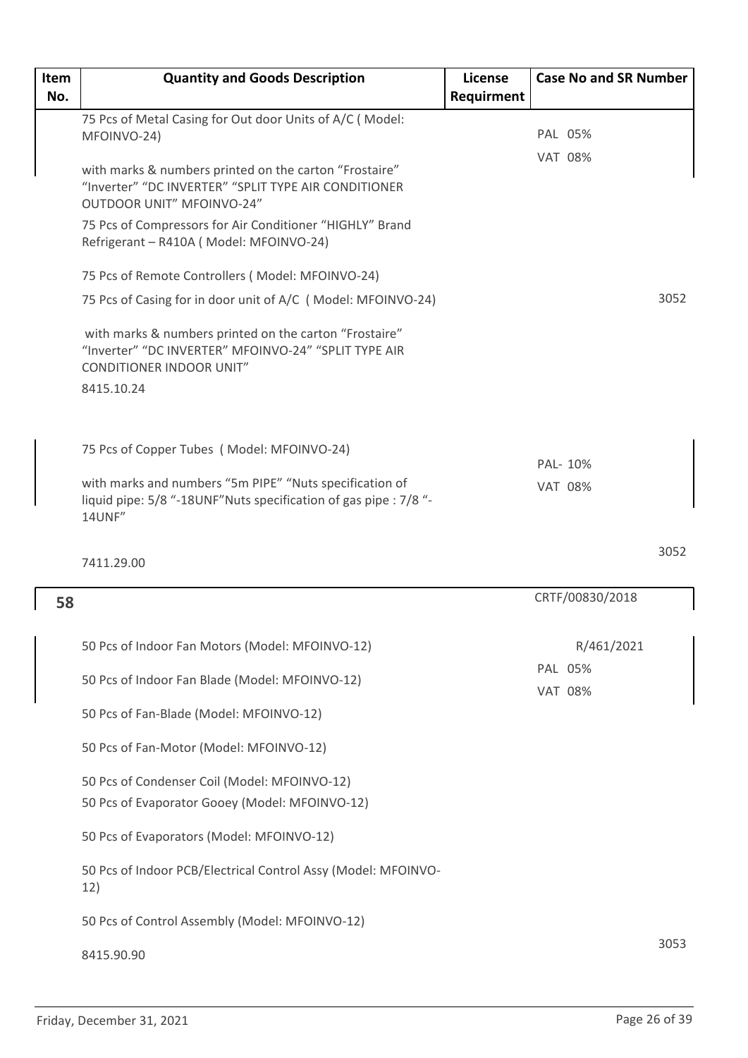| Item No. | Quantity and Goods Description | License Requirment | Case No and SR Number |
|---|---|---|---|
| | 75 Pcs of Metal Casing for Out door Units of A/C ( Model: MFOINVO-24)<br><br>with marks & numbers printed on the carton "Frostaire" "Inverter" "DC INVERTER" "SPLIT TYPE AIR CONDITIONER OUTDOOR UNIT" MFOINVO-24"<br><br>75 Pcs of Compressors for Air Conditioner "HIGHLY" Brand Refrigerant – R410A ( Model: MFOINVO-24)<br><br>75 Pcs of Remote Controllers ( Model: MFOINVO-24)<br><br>75 Pcs of Casing for in door unit of A/C ( Model: MFOINVO-24)<br><br>with marks & numbers printed on the carton "Frostaire" "Inverter" "DC INVERTER" MFOINVO-24" "SPLIT TYPE AIR CONDITIONER INDOOR UNIT"<br><br>8415.10.24 | | PAL 05%<br>VAT 08%<br><br>3052 |
| | 75 Pcs of Copper Tubes ( Model: MFOINVO-24)<br><br>with marks and numbers "5m PIPE" "Nuts specification of liquid pipe: 5/8 "-18UNF"Nuts specification of gas pipe : 7/8 "-14UNF"<br><br>7411.29.00 | | PAL- 10%<br>VAT 08%<br><br>3052 |
| **58** | | | CRTF/00830/2018 |
| | 50 Pcs of Indoor Fan Motors (Model: MFOINVO-12)<br><br>50 Pcs of Indoor Fan Blade (Model: MFOINVO-12)<br><br>50 Pcs of Fan-Blade (Model: MFOINVO-12)<br><br>50 Pcs of Fan-Motor (Model: MFOINVO-12)<br><br>50 Pcs of Condenser Coil (Model: MFOINVO-12)<br><br>50 Pcs of Evaporator Gooey (Model: MFOINVO-12)<br><br>50 Pcs of Evaporators (Model: MFOINVO-12)<br><br>50 Pcs of Indoor PCB/Electrical Control Assy (Model: MFOINVO-12)<br><br>50 Pcs of Control Assembly (Model: MFOINVO-12)<br><br>8415.90.90 | | R/461/2021<br>PAL 05%<br>VAT 08%<br><br>3053 |

Friday, December 31, 2021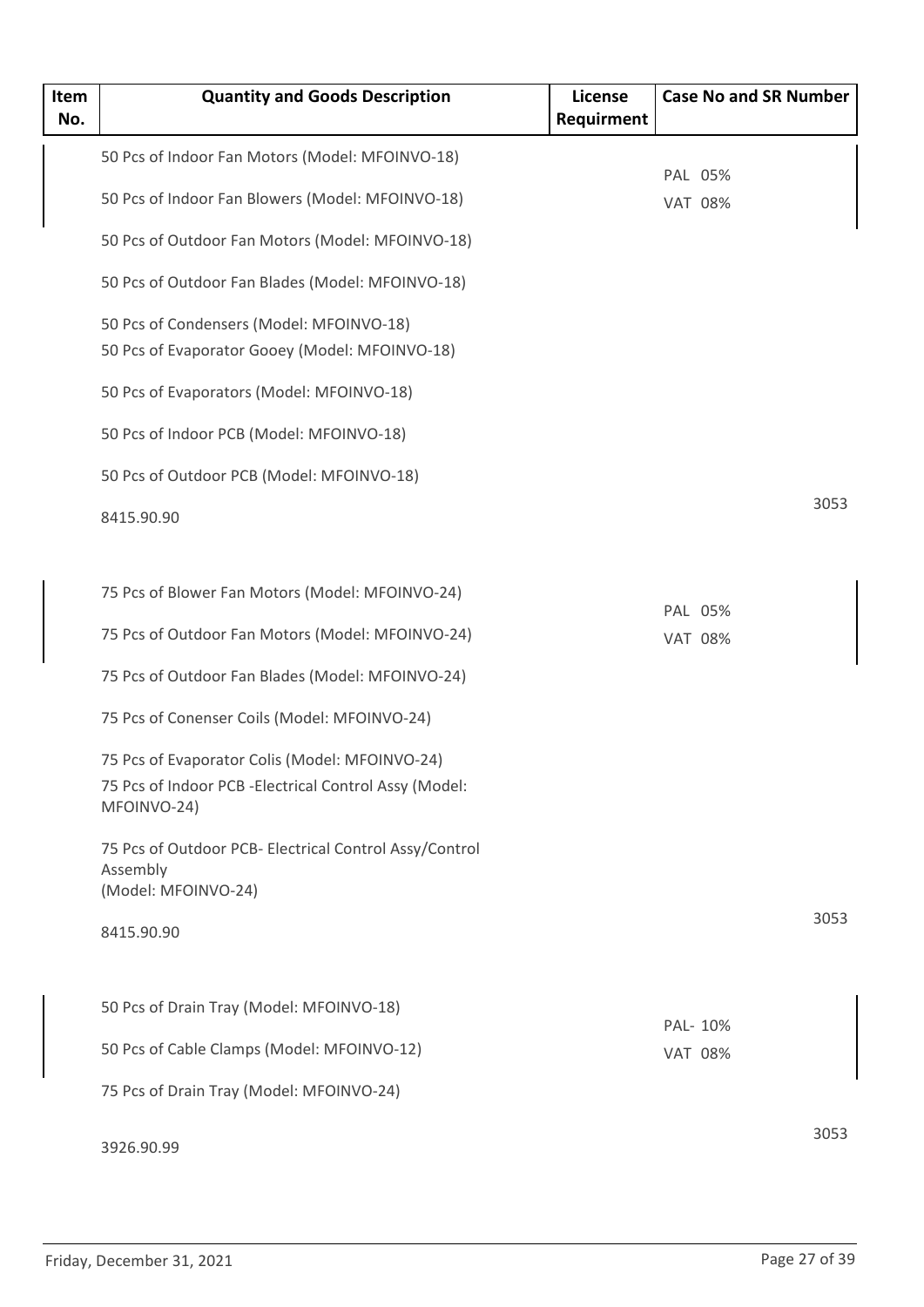| Item No. | Quantity and Goods Description | License Requirment | Case No and SR Number |
|---|---|---|---|
| | 50 Pcs of Indoor Fan Motors (Model: MFOINVO-18)<br>50 Pcs of Indoor Fan Blowers (Model: MFOINVO-18)<br>50 Pcs of Outdoor Fan Motors (Model: MFOINVO-18)<br>50 Pcs of Outdoor Fan Blades (Model: MFOINVO-18)<br>50 Pcs of Condensers (Model: MFOINVO-18)<br>50 Pcs of Evaporator Gooey (Model: MFOINVO-18)<br>50 Pcs of Evaporators (Model: MFOINVO-18)<br>50 Pcs of Indoor PCB (Model: MFOINVO-18)<br>50 Pcs of Outdoor PCB (Model: MFOINVO-18)<br>8415.90.90 | | PAL 05%<br>VAT 08%<br>3053 |
| | 75 Pcs of Blower Fan Motors (Model: MFOINVO-24)<br>75 Pcs of Outdoor Fan Motors (Model: MFOINVO-24)<br>75 Pcs of Outdoor Fan Blades (Model: MFOINVO-24)<br>75 Pcs of Conenser Coils (Model: MFOINVO-24)<br>75 Pcs of Evaporator Colis (Model: MFOINVO-24)<br>75 Pcs of Indoor PCB -Electrical Control Assy (Model: MFOINVO-24)<br>75 Pcs of Outdoor PCB- Electrical Control Assy/Control Assembly (Model: MFOINVO-24)<br>8415.90.90 | | PAL 05%<br>VAT 08%<br>3053 |
| | 50 Pcs of Drain Tray (Model: MFOINVO-18)<br>50 Pcs of Cable Clamps (Model: MFOINVO-12)<br>75 Pcs of Drain Tray (Model: MFOINVO-24)<br>3926.90.99 | | PAL- 10%<br>VAT 08%<br>3053 |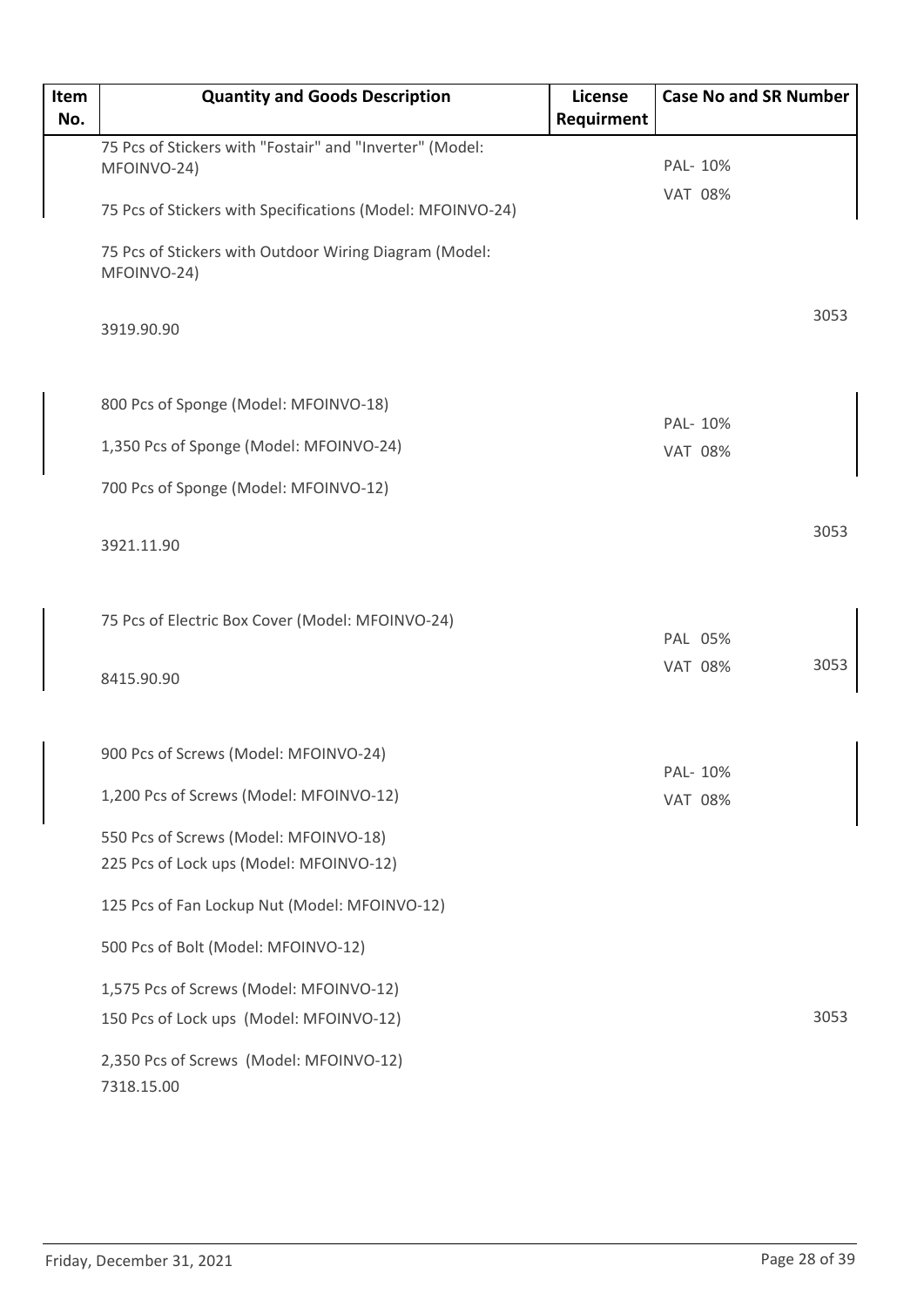| Item No. | Quantity and Goods Description | License Requirment | Case No and SR Number |
|---|---|---|---|
| | 75 Pcs of Stickers with "Fostair" and "Inverter" (Model: MFOINVO-24)<br><br>75 Pcs of Stickers with Specifications (Model: MFOINVO-24)<br><br>75 Pcs of Stickers with Outdoor Wiring Diagram (Model: MFOINVO-24)<br><br>3919.90.90 | | PAL- 10%<br>VAT 08%<br><br>3053 |
| | 800 Pcs of Sponge (Model: MFOINVO-18)<br><br>1,350 Pcs of Sponge (Model: MFOINVO-24)<br><br>700 Pcs of Sponge (Model: MFOINVO-12)<br><br>3921.11.90 | | PAL- 10%<br>VAT 08%<br><br>3053 |
| | 75 Pcs of Electric Box Cover (Model: MFOINVO-24)<br><br>8415.90.90 | | PAL 05%<br>VAT 08%<br><br>3053 |
| | 900 Pcs of Screws (Model: MFOINVO-24)<br><br>1,200 Pcs of Screws (Model: MFOINVO-12)<br><br>550 Pcs of Screws (Model: MFOINVO-18)<br>225 Pcs of Lock ups (Model: MFOINVO-12)<br><br>125 Pcs of Fan Lockup Nut (Model: MFOINVO-12)<br><br>500 Pcs of Bolt (Model: MFOINVO-12)<br><br>1,575 Pcs of Screws (Model: MFOINVO-12)<br>150 Pcs of Lock ups (Model: MFOINVO-12)<br><br>2,350 Pcs of Screws (Model: MFOINVO-12)<br>7318.15.00 | | PAL- 10%<br>VAT 08%<br><br>3053 |

Friday, December 31, 2021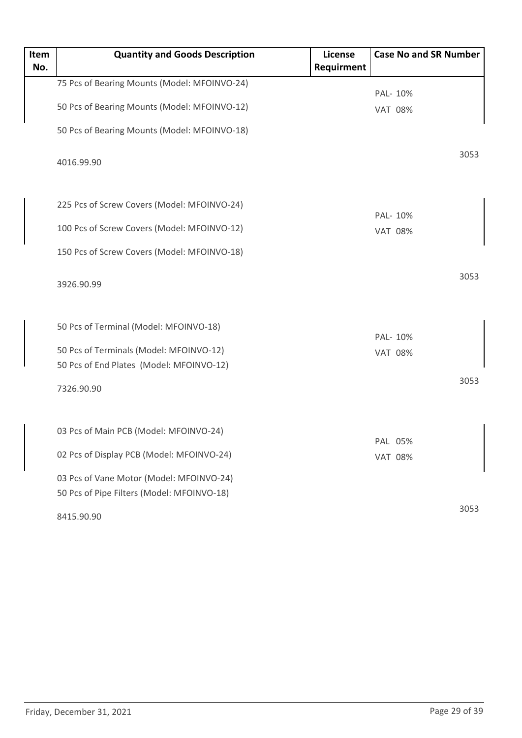| Item No. | Quantity and Goods Description | License Requirment | Case No and SR Number |
|---|---|---|---|
| | 75 Pcs of Bearing Mounts (Model: MFOINVO-24)<br>50 Pcs of Bearing Mounts (Model: MFOINVO-12)<br>50 Pcs of Bearing Mounts (Model: MFOINVO-18)<br>4016.99.90 | | PAL- 10%<br>VAT 08%<br>3053 |
| | 225 Pcs of Screw Covers (Model: MFOINVO-24)<br>100 Pcs of Screw Covers (Model: MFOINVO-12)<br>150 Pcs of Screw Covers (Model: MFOINVO-18)<br>3926.90.99 | | PAL- 10%<br>VAT 08%<br>3053 |
| | 50 Pcs of Terminal (Model: MFOINVO-18)<br>50 Pcs of Terminals (Model: MFOINVO-12)<br>50 Pcs of End Plates (Model: MFOINVO-12)<br>7326.90.90 | | PAL- 10%<br>VAT 08%<br>3053 |
| | 03 Pcs of Main PCB (Model: MFOINVO-24)<br>02 Pcs of Display PCB (Model: MFOINVO-24)<br>03 Pcs of Vane Motor (Model: MFOINVO-24)<br>50 Pcs of Pipe Filters (Model: MFOINVO-18)<br>8415.90.90 | | PAL 05%<br>VAT 08%<br>3053 |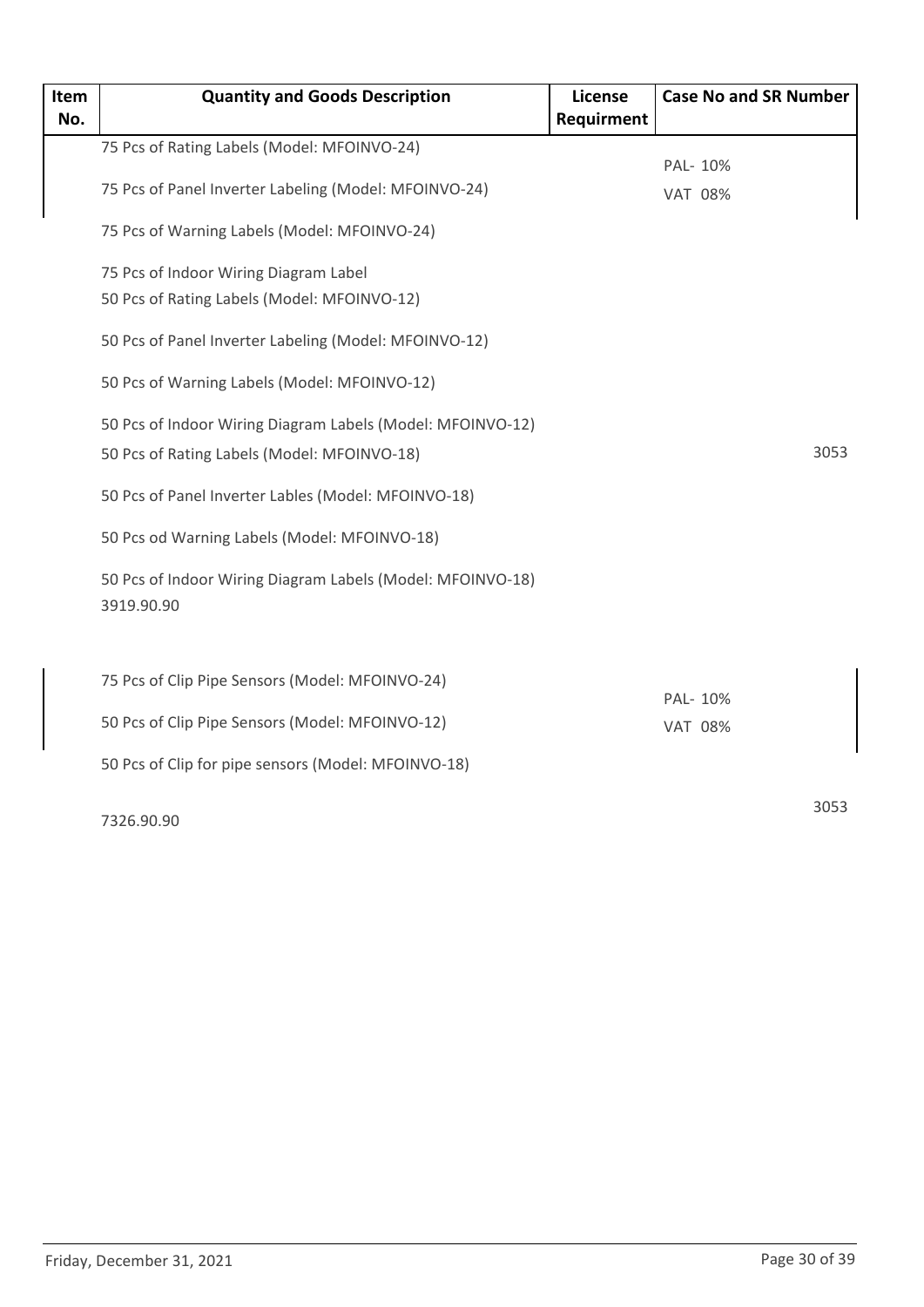| Item No. | Quantity and Goods Description | License Requirment | Case No and SR Number |
|---|---|---|---|
| | 75 Pcs of Rating Labels (Model: MFOINVO-24)<br>75 Pcs of Panel Inverter Labeling (Model: MFOINVO-24)<br>75 Pcs of Warning Labels (Model: MFOINVO-24)<br>75 Pcs of Indoor Wiring Diagram Label<br>50 Pcs of Rating Labels (Model: MFOINVO-12)<br>50 Pcs of Panel Inverter Labeling (Model: MFOINVO-12)<br>50 Pcs of Warning Labels (Model: MFOINVO-12)<br>50 Pcs of Indoor Wiring Diagram Labels (Model: MFOINVO-12)<br>50 Pcs of Rating Labels (Model: MFOINVO-18)<br>50 Pcs of Panel Inverter Lables (Model: MFOINVO-18)<br>50 Pcs od Warning Labels (Model: MFOINVO-18)<br>50 Pcs of Indoor Wiring Diagram Labels (Model: MFOINVO-18)<br>3919.90.90 | | PAL- 10%<br>VAT 08%<br>3053 |
| | 75 Pcs of Clip Pipe Sensors (Model: MFOINVO-24)<br>50 Pcs of Clip Pipe Sensors (Model: MFOINVO-12)<br>50 Pcs of Clip for pipe sensors (Model: MFOINVO-18)<br>7326.90.90 | | PAL- 10%<br>VAT 08%<br>3053 |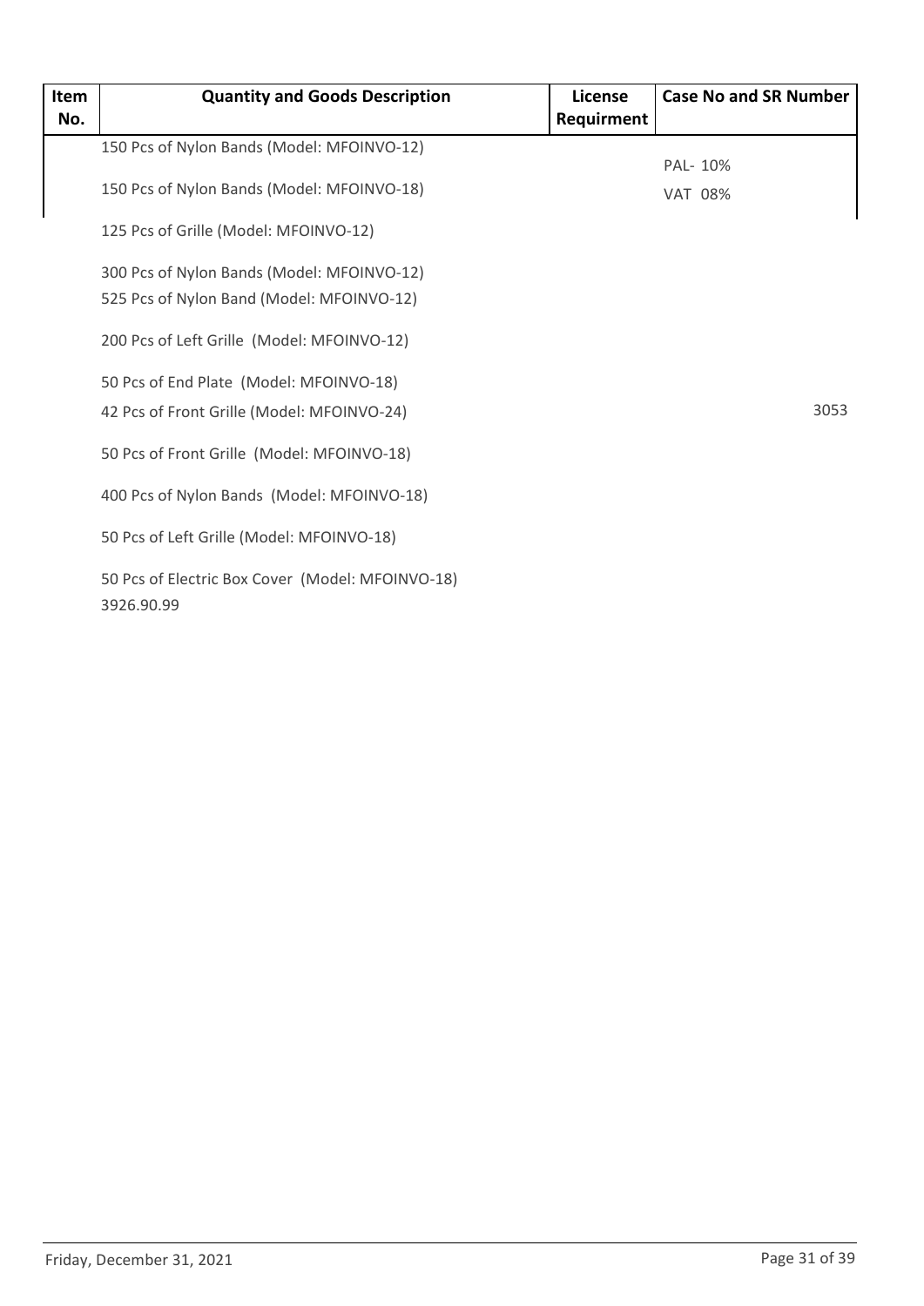| Item No. | Quantity and Goods Description | License Requirment | Case No and SR Number |
|---|---|---|---|
| | 150 Pcs of Nylon Bands (Model: MFOINVO-12)<br><br>150 Pcs of Nylon Bands (Model: MFOINVO-18)<br><br>125 Pcs of Grille (Model: MFOINVO-12)<br><br>300 Pcs of Nylon Bands (Model: MFOINVO-12)<br>525 Pcs of Nylon Band (Model: MFOINVO-12)<br><br>200 Pcs of Left Grille (Model: MFOINVO-12)<br><br>50 Pcs of End Plate (Model: MFOINVO-18)<br>42 Pcs of Front Grille (Model: MFOINVO-24)<br><br>50 Pcs of Front Grille (Model: MFOINVO-18)<br><br>400 Pcs of Nylon Bands (Model: MFOINVO-18)<br><br>50 Pcs of Left Grille (Model: MFOINVO-18)<br><br>50 Pcs of Electric Box Cover (Model: MFOINVO-18)<br>3926.90.99 | | PAL- 10%<br>VAT 08%<br><br>3053 |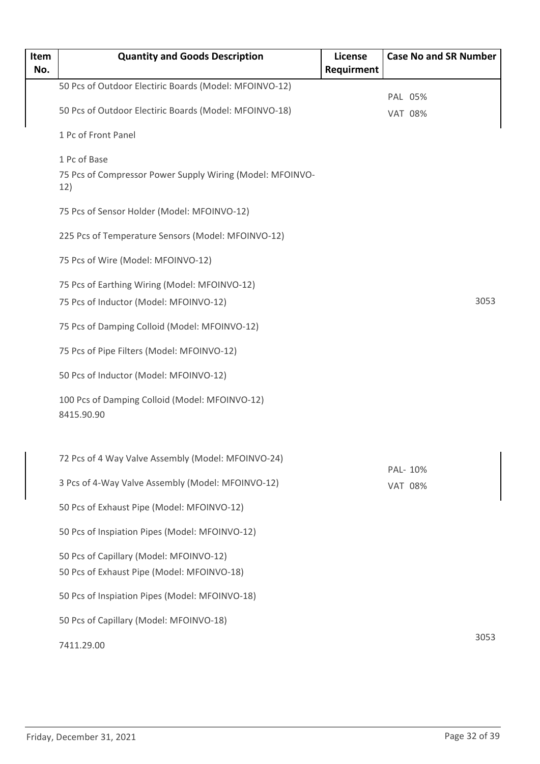| Item No. | Quantity and Goods Description | License Requirment | Case No and SR Number |
|---|---|---|---|
| | 50 Pcs of Outdoor Electiric Boards (Model: MFOINVO-12)<br>50 Pcs of Outdoor Electiric Boards (Model: MFOINVO-18)<br>1 Pc of Front Panel<br>1 Pc of Base<br>75 Pcs of Compressor Power Supply Wiring (Model: MFOINVO-12)<br>75 Pcs of Sensor Holder (Model: MFOINVO-12)<br>225 Pcs of Temperature Sensors (Model: MFOINVO-12)<br>75 Pcs of Wire (Model: MFOINVO-12)<br>75 Pcs of Earthing Wiring (Model: MFOINVO-12)<br>75 Pcs of Inductor (Model: MFOINVO-12)<br>75 Pcs of Damping Colloid (Model: MFOINVO-12)<br>75 Pcs of Pipe Filters (Model: MFOINVO-12)<br>50 Pcs of Inductor (Model: MFOINVO-12)<br>100 Pcs of Damping Colloid (Model: MFOINVO-12)<br>8415.90.90 | | PAL 05%<br>VAT 08%<br>3053 |
| | 72 Pcs of 4 Way Valve Assembly (Model: MFOINVO-24)<br>3 Pcs of 4-Way Valve Assembly (Model: MFOINVO-12)<br>50 Pcs of Exhaust Pipe (Model: MFOINVO-12)<br>50 Pcs of Inspiation Pipes (Model: MFOINVO-12)<br>50 Pcs of Capillary (Model: MFOINVO-12)<br>50 Pcs of Exhaust Pipe (Model: MFOINVO-18)<br>50 Pcs of Inspiation Pipes (Model: MFOINVO-18)<br>50 Pcs of Capillary (Model: MFOINVO-18)<br>7411.29.00 | | PAL- 10%<br>VAT 08%<br>3053 |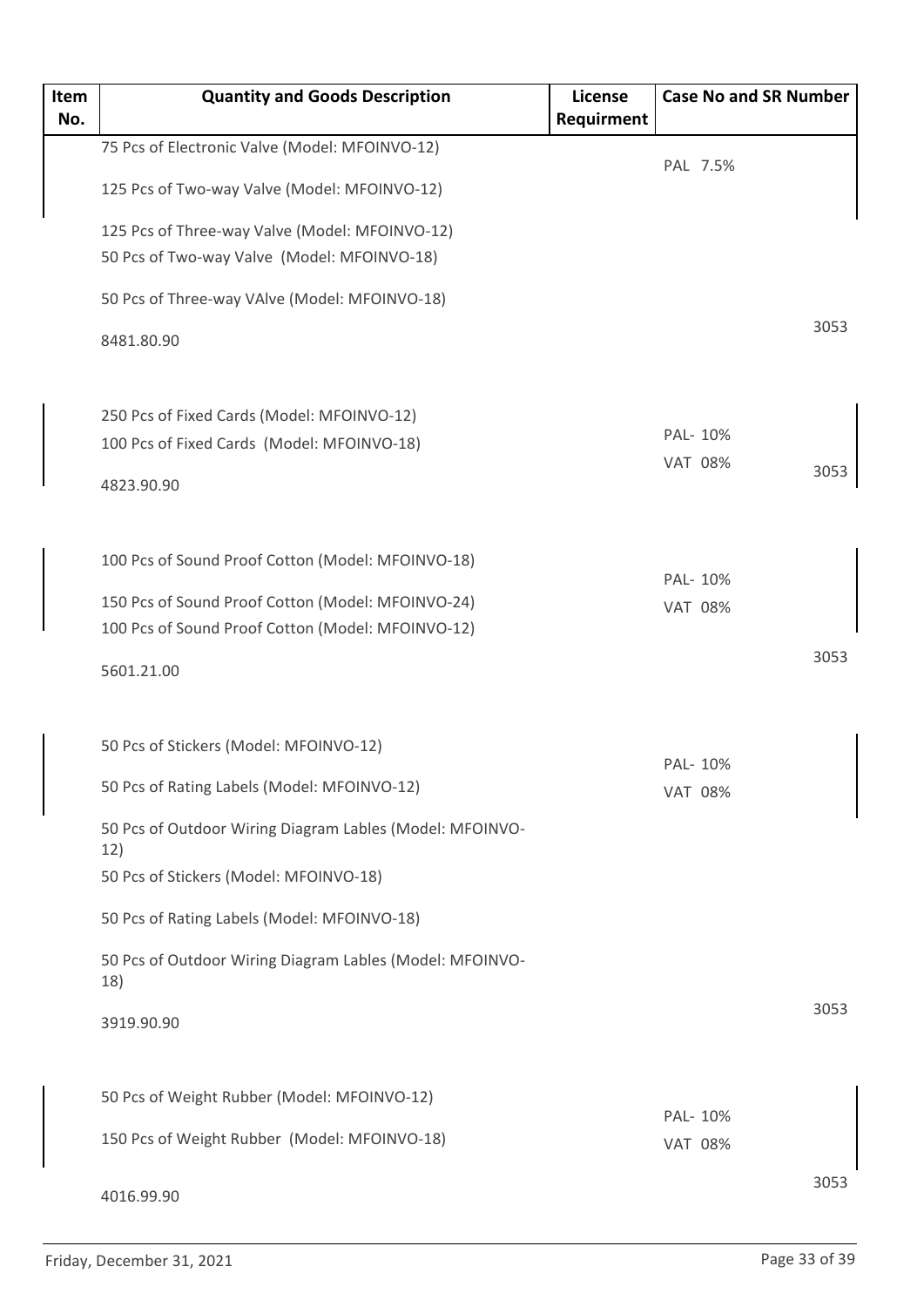| Item No. | Quantity and Goods Description | License Requirment | Case No and SR Number |
| --- | --- | --- | --- |
| | 75 Pcs of Electronic Valve (Model: MFOINVO-12)<br>125 Pcs of Two-way Valve (Model: MFOINVO-12)<br>125 Pcs of Three-way Valve (Model: MFOINVO-12)<br>50 Pcs of Two-way Valve (Model: MFOINVO-18)<br>50 Pcs of Three-way VAlve (Model: MFOINVO-18)<br>8481.80.90 | | PAL 7.5%<br>3053 |
| | 250 Pcs of Fixed Cards (Model: MFOINVO-12)<br>100 Pcs of Fixed Cards (Model: MFOINVO-18)<br>4823.90.90 | | PAL- 10%<br>VAT 08%<br>3053 |
| | 100 Pcs of Sound Proof Cotton (Model: MFOINVO-18)<br>150 Pcs of Sound Proof Cotton (Model: MFOINVO-24)<br>100 Pcs of Sound Proof Cotton (Model: MFOINVO-12)<br>5601.21.00 | | PAL- 10%<br>VAT 08%<br>3053 |
| | 50 Pcs of Stickers (Model: MFOINVO-12)<br>50 Pcs of Rating Labels (Model: MFOINVO-12)<br>50 Pcs of Outdoor Wiring Diagram Lables (Model: MFOINVO-12)<br>50 Pcs of Stickers (Model: MFOINVO-18)<br>50 Pcs of Rating Labels (Model: MFOINVO-18)<br>50 Pcs of Outdoor Wiring Diagram Lables (Model: MFOINVO-18)<br>3919.90.90 | | PAL- 10%<br>VAT 08%<br>3053 |
| | 50 Pcs of Weight Rubber (Model: MFOINVO-12)<br>150 Pcs of Weight Rubber (Model: MFOINVO-18)<br>4016.99.90 | | PAL- 10%<br>VAT 08%<br>3053 |

Friday, December 31, 2021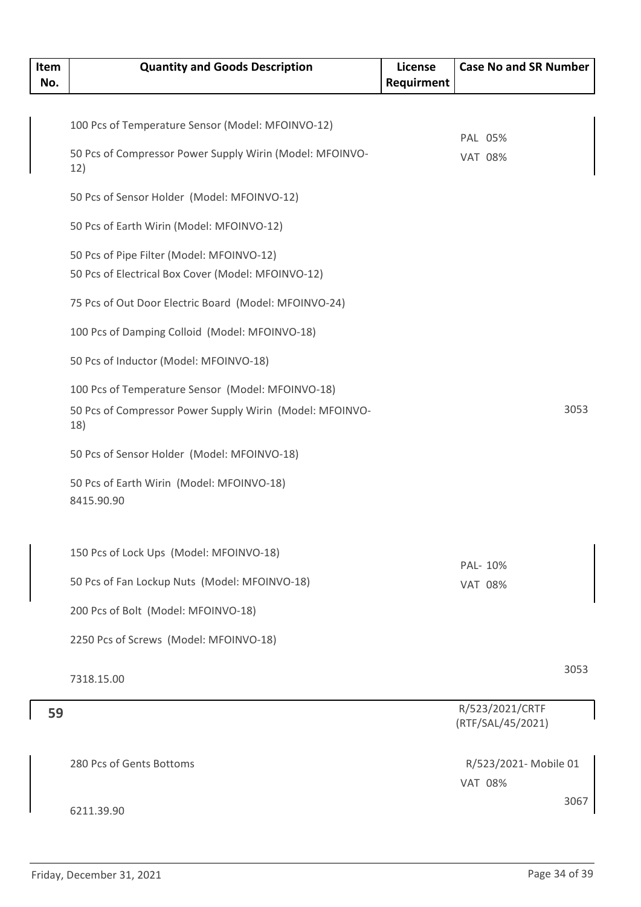| Item No. | Quantity and Goods Description | License Requirment | Case No and SR Number |
|---|---|---|---|
| | 100 Pcs of Temperature Sensor (Model: MFOINVO-12)<br>50 Pcs of Compressor Power Supply Wirin (Model: MFOINVO-12)<br>50 Pcs of Sensor Holder (Model: MFOINVO-12)<br>50 Pcs of Earth Wirin (Model: MFOINVO-12)<br>50 Pcs of Pipe Filter (Model: MFOINVO-12)<br>50 Pcs of Electrical Box Cover (Model: MFOINVO-12)<br>75 Pcs of Out Door Electric Board (Model: MFOINVO-24)<br>100 Pcs of Damping Colloid (Model: MFOINVO-18)<br>50 Pcs of Inductor (Model: MFOINVO-18)<br>100 Pcs of Temperature Sensor (Model: MFOINVO-18)<br>50 Pcs of Compressor Power Supply Wirin (Model: MFOINVO-18)<br>50 Pcs of Sensor Holder (Model: MFOINVO-18)<br>50 Pcs of Earth Wirin (Model: MFOINVO-18)<br>8415.90.90 | | PAL 05%<br>VAT 08%<br>3053 |
| | 150 Pcs of Lock Ups (Model: MFOINVO-18)<br>50 Pcs of Fan Lockup Nuts (Model: MFOINVO-18)<br>200 Pcs of Bolt (Model: MFOINVO-18)<br>2250 Pcs of Screws (Model: MFOINVO-18)<br>7318.15.00 | | PAL- 10%<br>VAT 08%<br>3053 |
| 59 | | | R/523/2021/CRTF (RTF/SAL/45/2021) |
| | 280 Pcs of Gents Bottoms<br>6211.39.90 | | R/523/2021- Mobile 01<br>VAT 08%<br>3067 |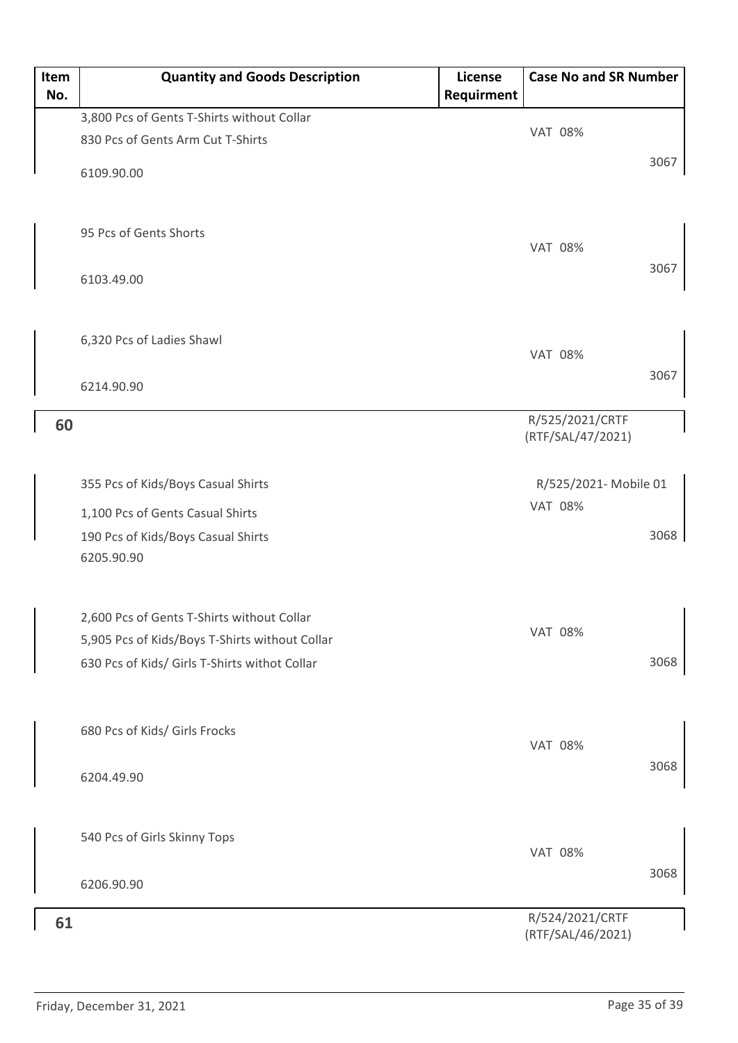| Item No. | Quantity and Goods Description | License Requirment | Case No and SR Number |
|---|---|---|---|
| | 3,800 Pcs of Gents T-Shirts without Collar<br>830 Pcs of Gents Arm Cut T-Shirts<br>6109.90.00 | | VAT 08%<br>3067 |
| | 95 Pcs of Gents Shorts<br>6103.49.00 | | VAT 08%<br>3067 |
| | 6,320 Pcs of Ladies Shawl<br>6214.90.90 | | VAT 08%<br>3067 |
| **60** | | | R/525/2021/CRTF<br>(RTF/SAL/47/2021) |
| | 355 Pcs of Kids/Boys Casual Shirts<br>1,100 Pcs of Gents Casual Shirts<br>190 Pcs of Kids/Boys Casual Shirts<br>6205.90.90 | | R/525/2021- Mobile 01<br>VAT 08%<br>3068 |
| | 2,600 Pcs of Gents T-Shirts without Collar<br>5,905 Pcs of Kids/Boys T-Shirts without Collar<br>630 Pcs of Kids/ Girls T-Shirts withot Collar | | VAT 08%<br>3068 |
| | 680 Pcs of Kids/ Girls Frocks<br>6204.49.90 | | VAT 08%<br>3068 |
| | 540 Pcs of Girls Skinny Tops<br>6206.90.90 | | VAT 08%<br>3068 |
| **61** | | | R/524/2021/CRTF<br>(RTF/SAL/46/2021) |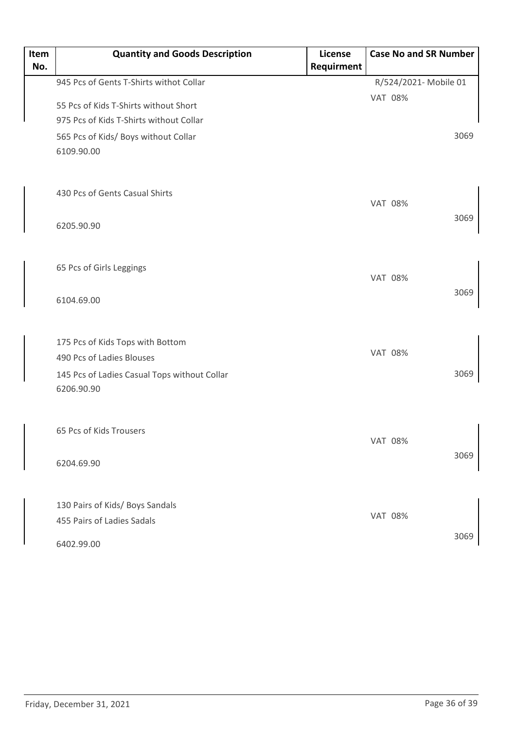| Item No. | Quantity and Goods Description | License Requirment | Case No and SR Number |
|---|---|---|---|
| | 945 Pcs of Gents T-Shirts withot Collar<br>55 Pcs of Kids T-Shirts without Short<br>975 Pcs of Kids T-Shirts without Collar<br>565 Pcs of Kids/ Boys without Collar<br>6109.90.00 | | R/524/2021- Mobile 01<br>VAT 08%<br>3069 |
| | 430 Pcs of Gents Casual Shirts<br>6205.90.90 | | VAT 08%<br>3069 |
| | 65 Pcs of Girls Leggings<br>6104.69.00 | | VAT 08%<br>3069 |
| | 175 Pcs of Kids Tops with Bottom<br>490 Pcs of Ladies Blouses<br>145 Pcs of Ladies Casual Tops without Collar<br>6206.90.90 | | VAT 08%<br>3069 |
| | 65 Pcs of Kids Trousers<br>6204.69.90 | | VAT 08%<br>3069 |
| | 130 Pairs of Kids/ Boys Sandals<br>455 Pairs of Ladies Sadals<br>6402.99.00 | | VAT 08%<br>3069 |

Friday, December 31, 2021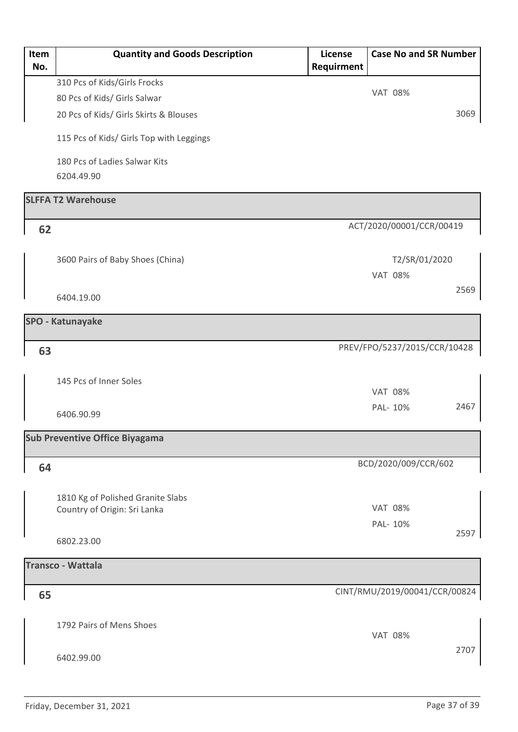| Item No. | Quantity and Goods Description | License Requirment | Case No and SR Number |
|---|---|---|---|
| | 310 Pcs of Kids/Girls Frocks<br>80 Pcs of Kids/ Girls Salwar<br>20 Pcs of Kids/ Girls Skirts & Blouses<br>115 Pcs of Kids/ Girls Top with Leggings<br>180 Pcs of Ladies Salwar Kits<br>6204.49.90 | | VAT 08%<br>3069 |
| **SLFFA T2 Warehouse** | | | |
| **62** | | | ACT/2020/00001/CCR/00419 |
| | 3600 Pairs of Baby Shoes (China)<br>6404.19.00 | | T2/SR/01/2020<br>VAT 08%<br>2569 |
| **SPO - Katunayake** | | | |
| **63** | | | PREV/FPO/5237/2015/CCR/10428 |
| | 145 Pcs of Inner Soles<br>6406.90.99 | | VAT 08%<br>PAL- 10%<br>2467 |
| **Sub Preventive Office Biyagama** | | | |
| **64** | | | BCD/2020/009/CCR/602 |
| | 1810 Kg of Polished Granite Slabs<br>Country of Origin: Sri Lanka<br>6802.23.00 | | VAT 08%<br>PAL- 10%<br>2597 |
| **Transco - Wattala** | | | |
| **65** | | | CINT/RMU/2019/00041/CCR/00824 |
| | 1792 Pairs of Mens Shoes<br>6402.99.00 | | VAT 08%<br>2707 |

Friday, December 31, 2021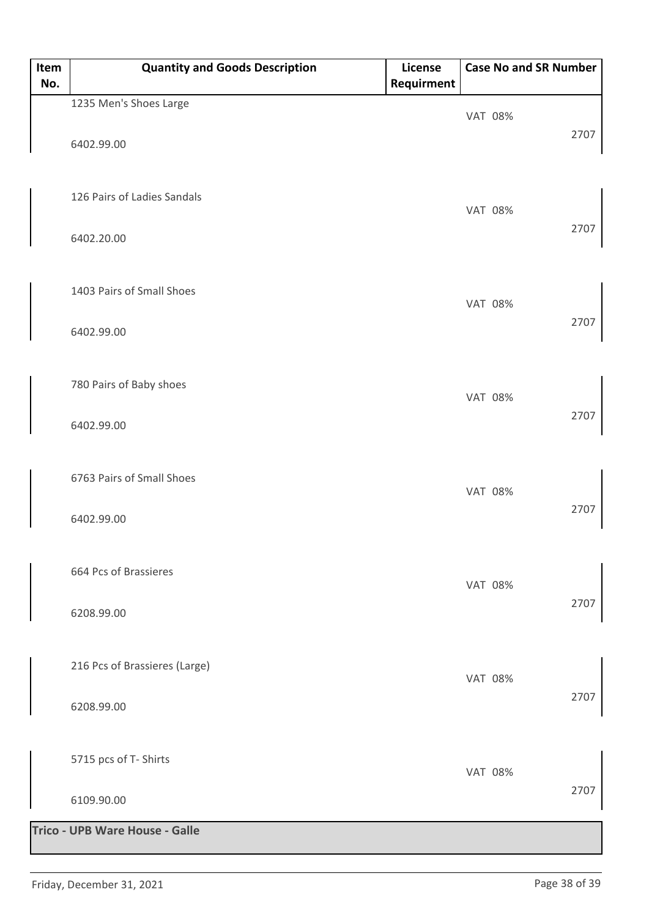| Item No. | Quantity and Goods Description | License Requirment | Case No and SR Number |
|---|---|---|---|
| | 1235 Men's Shoes Large<br>6402.99.00 | | VAT 08%<br>2707 |
| | 126 Pairs of Ladies Sandals<br>6402.20.00 | | VAT 08%<br>2707 |
| | 1403 Pairs of Small Shoes<br>6402.99.00 | | VAT 08%<br>2707 |
| | 780 Pairs of Baby shoes<br>6402.99.00 | | VAT 08%<br>2707 |
| | 6763 Pairs of Small Shoes<br>6402.99.00 | | VAT 08%<br>2707 |
| | 664 Pcs of Brassieres<br>6208.99.00 | | VAT 08%<br>2707 |
| | 216 Pcs of Brassieres (Large)<br>6208.99.00 | | VAT 08%<br>2707 |
| | 5715 pcs of T- Shirts<br>6109.90.00 | | VAT 08%<br>2707 |

**Trico - UPB Ware House - Galle**

Friday, December 31, 2021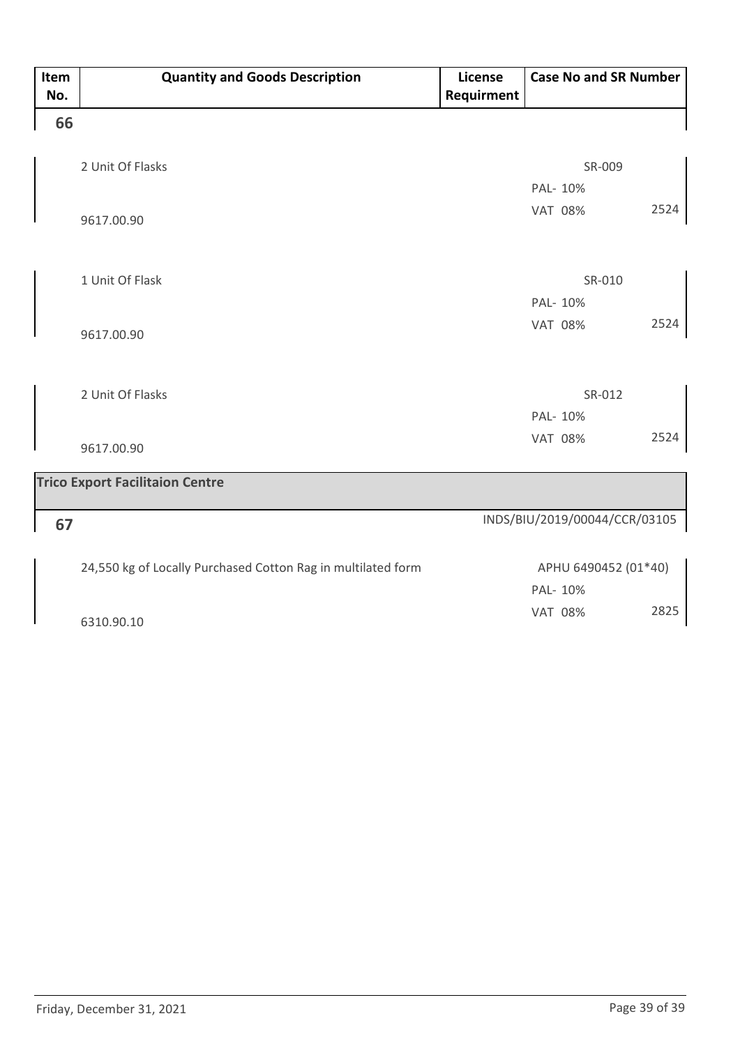| Item No. | Quantity and Goods Description | License Requirment | Case No and SR Number |
|---|---|---|---|
| 66 | | | |
| | 2 Unit Of Flasks<br>9617.00.90 | | SR-009<br>PAL- 10%<br>VAT 08% 2524 |
| | 1 Unit Of Flask<br>9617.00.90 | | SR-010<br>PAL- 10%<br>VAT 08% 2524 |
| | 2 Unit Of Flasks<br>9617.00.90 | | SR-012<br>PAL- 10%<br>VAT 08% 2524 |
| **Trico Export Facilitaion Centre** | | | |
| 67 | | | INDS/BIU/2019/00044/CCR/03105 |
| | 24,550 kg of Locally Purchased Cotton Rag in multilated form<br>6310.90.10 | | APHU 6490452 (01*40)<br>PAL- 10%<br>VAT 08% 2825 |

Friday, December 31, 2021